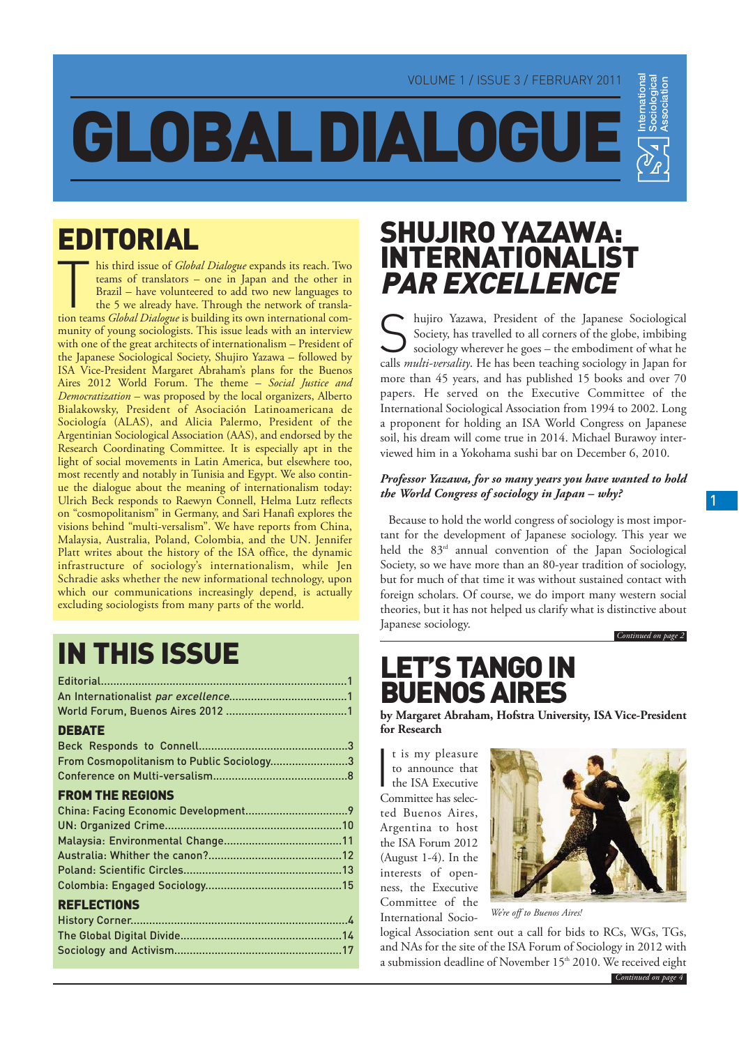# GLOBAL DIALOGUE

## EDITORIAL

This third issue of *Global Dialogue* expands its reach. Two teams of translators – one in Japan and the other in Brazil – have volunteered to add two new languages to the 5 we already have. Through the network of translation teams *Global Dialogue* is building its own international community of young sociologists. This issue leads with an interview with one of the great architects of internationalism – President of the Japanese Sociological Society, Shujiro Yazawa – followed by ISA Vice-President Margaret Abraham's plans for the Buenos Aires 2012 World Forum. The theme – *Social Justice and Democratization* – was proposed by the local organizers, Alberto Bialakowsky, President of Asociación Latinoamericana de Sociología (ALAS), and Alicia Palermo, President of the Argentinian Sociological Association (AAS), and endorsed by the Research Coordinating Committee. It is especially apt in the light of social movements in Latin America, but elsewhere too, most recently and notably in Tunisia and Egypt. We also continue the dialogue about the meaning of internationalism today: Ulrich Beck responds to Raewyn Connell, Helma Lutz reflects on "cosmopolitanism" in Germany, and Sari Hanafi explores the visions behind "multi-versalism". We have reports from China, Malaysia, Australia, Poland, Colombia, and the UN. Jennifer Platt writes about the history of the ISA office, the dynamic infrastructure of sociology's internationalism, while Jen Schradie asks whether the new informational technology, upon which our communications increasingly depend, is actually excluding sociologists from many parts of the world.

## IN THIS ISSUE

Editorial....1
An Internationalist *par excellence*....1
World Forum, Buenos Aires 2012....1

### DEBATE

Beck Responds to Connell....3
From Cosmopolitanism to Public Sociology....3
Conference on Multi-versalism....8

### FROM THE REGIONS

China: Facing Economic Development....9
UN: Organized Crime....10
Malaysia: Environmental Change....11
Australia: Whither the canon?....12
Poland: Scientific Circles....13
Colombia: Engaged Sociology....15

### REFLECTIONS

History Corner....4
The Global Digital Divide....14
Sociology and Activism....17

## SHUJIRO YAZAWA: INTERNATIONALIST *PAR EXCELLENCE*

Shujiro Yazawa, President of the Japanese Sociological Society, has travelled to all corners of the globe, imbibing sociology wherever he goes – the embodiment of what he calls *multi-versality*. He has been teaching sociology in Japan for more than 45 years, and has published 15 books and over 70 papers. He served on the Executive Committee of the International Sociological Association from 1994 to 2002. Long a proponent for holding an ISA World Congress on Japanese soil, his dream will come true in 2014. Michael Burawoy interviewed him in a Yokohama sushi bar on December 6, 2010.

***Professor Yazawa, for so many years you have wanted to hold the World Congress of sociology in Japan – why?***

Because to hold the world congress of sociology is most important for the development of Japanese sociology. This year we held the 83rd annual convention of the Japan Sociological Society, so we have more than an 80-year tradition of sociology, but for much of that time it was without sustained contact with foreign scholars. Of course, we do import many western social theories, but it has not helped us clarify what is distinctive about Japanese sociology.

*Continued on page 2*

## LET'S TANGO IN BUENOS AIRES

**by Margaret Abraham, Hofstra University, ISA Vice-President for Research**

It is my pleasure to announce that the ISA Executive Committee has selected Buenos Aires, Argentina to host the ISA Forum 2012 (August 1-4). In the interests of openness, the Executive Committee of the International Sociological Association sent out a call for bids to RCs, WGs, TGs, and NAs for the site of the ISA Forum of Sociology in 2012 with a submission deadline of November 15th 2010. We received eight

*We're off to Buenos Aires!*

*Continued on page 4*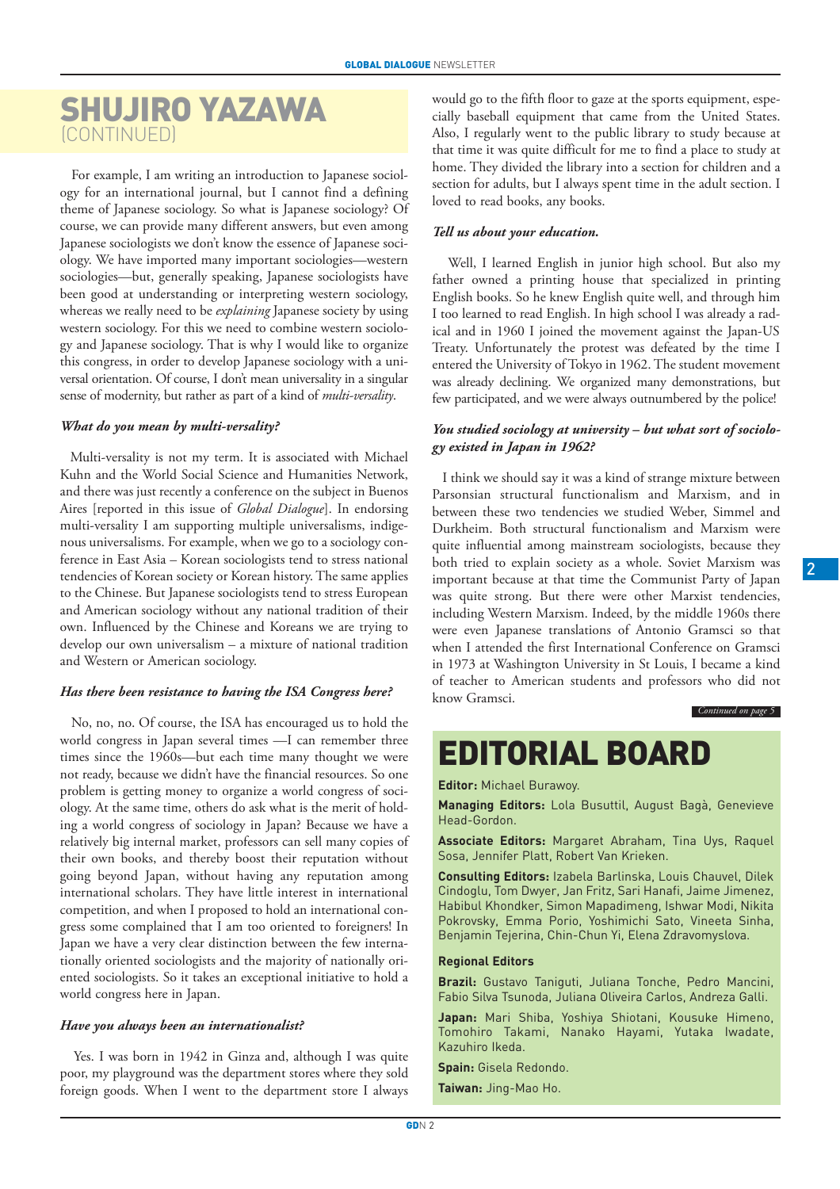# SHUJIRO YAZAWA
(CONTINUED)

For example, I am writing an introduction to Japanese sociology for an international journal, but I cannot find a defining theme of Japanese sociology. So what is Japanese sociology? Of course, we can provide many different answers, but even among Japanese sociologists we don't know the essence of Japanese sociology. We have imported many important sociologies—western sociologies—but, generally speaking, Japanese sociologists have been good at understanding or interpreting western sociology, whereas we really need to be *explaining* Japanese society by using western sociology. For this we need to combine western sociology and Japanese sociology. That is why I would like to organize this congress, in order to develop Japanese sociology with a universal orientation. Of course, I don't mean universality in a singular sense of modernity, but rather as part of a kind of *multi-versality*.

***What do you mean by multi-versality?***

Multi-versality is not my term. It is associated with Michael Kuhn and the World Social Science and Humanities Network, and there was just recently a conference on the subject in Buenos Aires [reported in this issue of *Global Dialogue*]. In endorsing multi-versality I am supporting multiple universalisms, indigenous universalisms. For example, when we go to a sociology conference in East Asia – Korean sociologists tend to stress national tendencies of Korean society or Korean history. The same applies to the Chinese. But Japanese sociologists tend to stress European and American sociology without any national tradition of their own. Influenced by the Chinese and Koreans we are trying to develop our own universalism – a mixture of national tradition and Western or American sociology.

***Has there been resistance to having the ISA Congress here?***

No, no, no. Of course, the ISA has encouraged us to hold the world congress in Japan several times —I can remember three times since the 1960s—but each time many thought we were not ready, because we didn't have the financial resources. So one problem is getting money to organize a world congress of sociology. At the same time, others do ask what is the merit of holding a world congress of sociology in Japan? Because we have a relatively big internal market, professors can sell many copies of their own books, and thereby boost their reputation without going beyond Japan, without having any reputation among international scholars. They have little interest in international competition, and when I proposed to hold an international congress some complained that I am too oriented to foreigners! In Japan we have a very clear distinction between the few internationally oriented sociologists and the majority of nationally oriented sociologists. So it takes an exceptional initiative to hold a world congress here in Japan.

***Have you always been an internationalist?***

Yes. I was born in 1942 in Ginza and, although I was quite poor, my playground was the department stores where they sold foreign goods. When I went to the department store I always would go to the fifth floor to gaze at the sports equipment, especially baseball equipment that came from the United States. Also, I regularly went to the public library to study because at that time it was quite difficult for me to find a place to study at home. They divided the library into a section for children and a section for adults, but I always spent time in the adult section. I loved to read books, any books.

***Tell us about your education.***

Well, I learned English in junior high school. But also my father owned a printing house that specialized in printing English books. So he knew English quite well, and through him I too learned to read English. In high school I was already a radical and in 1960 I joined the movement against the Japan-US Treaty. Unfortunately the protest was defeated by the time I entered the University of Tokyo in 1962. The student movement was already declining. We organized many demonstrations, but few participated, and we were always outnumbered by the police!

***You studied sociology at university – but what sort of sociology existed in Japan in 1962?***

I think we should say it was a kind of strange mixture between Parsonsian structural functionalism and Marxism, and in between these two tendencies we studied Weber, Simmel and Durkheim. Both structural functionalism and Marxism were quite influential among mainstream sociologists, because they both tried to explain society as a whole. Soviet Marxism was important because at that time the Communist Party of Japan was quite strong. But there were other Marxist tendencies, including Western Marxism. Indeed, by the middle 1960s there were even Japanese translations of Antonio Gramsci so that when I attended the first International Conference on Gramsci in 1973 at Washington University in St Louis, I became a kind of teacher to American students and professors who did not know Gramsci.

*Continued on page 5*

# EDITORIAL BOARD

**Editor:** Michael Burawoy.

**Managing Editors:** Lola Busuttil, August Bagà, Genevieve Head-Gordon.

**Associate Editors:** Margaret Abraham, Tina Uys, Raquel Sosa, Jennifer Platt, Robert Van Krieken.

**Consulting Editors:** Izabela Barlinska, Louis Chauvel, Dilek Cindoglu, Tom Dwyer, Jan Fritz, Sari Hanafi, Jaime Jimenez, Habibul Khondker, Simon Mapadimeng, Ishwar Modi, Nikita Pokrovsky, Emma Porio, Yoshimichi Sato, Vineeta Sinha, Benjamin Tejerina, Chin-Chun Yi, Elena Zdravomyslova.

**Regional Editors**

**Brazil:** Gustavo Taniguti, Juliana Tonche, Pedro Mancini, Fabio Silva Tsunoda, Juliana Oliveira Carlos, Andreza Galli.

**Japan:** Mari Shiba, Yoshiya Shiotani, Kousuke Himeno, Tomohiro Takami, Nanako Hayami, Yutaka Iwadate, Kazuhiro Ikeda.

**Spain:** Gisela Redondo.

**Taiwan:** Jing-Mao Ho.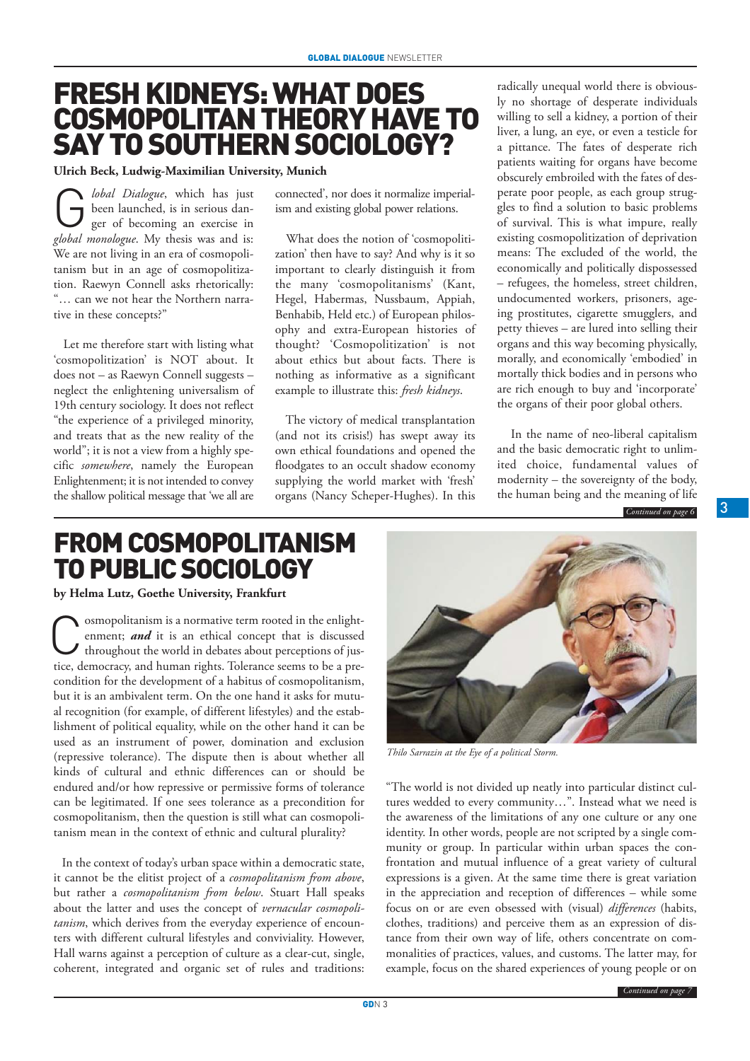# FRESH KIDNEYS: WHAT DOES COSMOPOLITAN THEORY HAVE TO SAY TO SOUTHERN SOCIOLOGY?

**Ulrich Beck, Ludwig-Maximilian University, Munich**

*Global Dialogue*, which has just been launched, is in serious danger of becoming an exercise in *global monologue*. My thesis was and is: We are not living in an era of cosmopolitanism but in an age of cosmopolitization. Raewyn Connell asks rhetorically: "… can we not hear the Northern narrative in these concepts?"

Let me therefore start with listing what 'cosmopolitization' is NOT about. It does not – as Raewyn Connell suggests – neglect the enlightening universalism of 19th century sociology. It does not reflect "the experience of a privileged minority, and treats that as the new reality of the world"; it is not a view from a highly specific *somewhere*, namely the European Enlightenment; it is not intended to convey the shallow political message that 'we all are connected', nor does it normalize imperialism and existing global power relations.

What does the notion of 'cosmopolitization' then have to say? And why is it so important to clearly distinguish it from the many 'cosmopolitanisms' (Kant, Hegel, Habermas, Nussbaum, Appiah, Benhabib, Held etc.) of European philosophy and extra-European histories of thought? 'Cosmopolitization' is not about ethics but about facts. There is nothing as informative as a significant example to illustrate this: *fresh kidneys*.

The victory of medical transplantation (and not its crisis!) has swept away its own ethical foundations and opened the floodgates to an occult shadow economy supplying the world market with 'fresh' organs (Nancy Scheper-Hughes). In this radically unequal world there is obviously no shortage of desperate individuals willing to sell a kidney, a portion of their liver, a lung, an eye, or even a testicle for a pittance. The fates of desperate rich patients waiting for organs have become obscurely embroiled with the fates of desperate poor people, as each group struggles to find a solution to basic problems of survival. This is what impure, really existing cosmopolitization of deprivation means: The excluded of the world, the economically and politically dispossessed – refugees, the homeless, street children, undocumented workers, prisoners, ageing prostitutes, cigarette smugglers, and petty thieves – are lured into selling their organs and this way becoming physically, morally, and economically 'embodied' in mortally thick bodies and in persons who are rich enough to buy and 'incorporate' the organs of their poor global others.

In the name of neo-liberal capitalism and the basic democratic right to unlimited choice, fundamental values of modernity – the sovereignty of the body, the human being and the meaning of life

*Continued on page 6*

# FROM COSMOPOLITANISM TO PUBLIC SOCIOLOGY

**by Helma Lutz, Goethe University, Frankfurt**

Cosmopolitanism is a normative term rooted in the enlightenment; ***and*** it is an ethical concept that is discussed throughout the world in debates about perceptions of justice, democracy, and human rights. Tolerance seems to be a precondition for the development of a habitus of cosmopolitanism, but it is an ambivalent term. On the one hand it asks for mutual recognition (for example, of different lifestyles) and the establishment of political equality, while on the other hand it can be used as an instrument of power, domination and exclusion (repressive tolerance). The dispute then is about whether all kinds of cultural and ethnic differences can or should be endured and/or how repressive or permissive forms of tolerance can be legitimated. If one sees tolerance as a precondition for cosmopolitanism, then the question is still what can cosmopolitanism mean in the context of ethnic and cultural plurality?

In the context of today's urban space within a democratic state, it cannot be the elitist project of a *cosmopolitanism from above*, but rather a *cosmopolitanism from below*. Stuart Hall speaks about the latter and uses the concept of *vernacular cosmopolitanism*, which derives from the everyday experience of encounters with different cultural lifestyles and conviviality. However, Hall warns against a perception of culture as a clear-cut, single, coherent, integrated and organic set of rules and traditions: "The world is not divided up neatly into particular distinct cultures wedded to every community…". Instead what we need is the awareness of the limitations of any one culture or any one identity. In other words, people are not scripted by a single community or group. In particular within urban spaces the confrontation and mutual influence of a great variety of cultural expressions is a given. At the same time there is great variation in the appreciation and reception of differences – while some focus on or are even obsessed with (visual) *differences* (habits, clothes, traditions) and perceive them as an expression of distance from their own way of life, others concentrate on commonalities of practices, values, and customs. The latter may, for example, focus on the shared experiences of young people or on

*Thilo Sarrazin at the Eye of a political Storm.*

*Continued on page 7*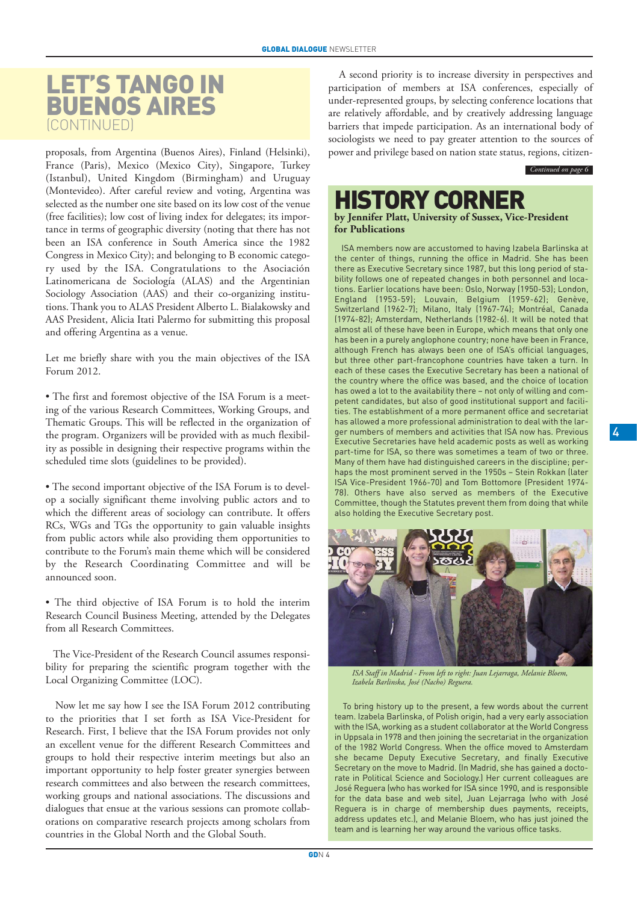# LET'S TANGO IN BUENOS AIRES (CONTINUED)

proposals, from Argentina (Buenos Aires), Finland (Helsinki), France (Paris), Mexico (Mexico City), Singapore, Turkey (Istanbul), United Kingdom (Birmingham) and Uruguay (Montevideo). After careful review and voting, Argentina was selected as the number one site based on its low cost of the venue (free facilities); low cost of living index for delegates; its importance in terms of geographic diversity (noting that there has not been an ISA conference in South America since the 1982 Congress in Mexico City); and belonging to B economic category used by the ISA. Congratulations to the Asociación Latinomericana de Sociología (ALAS) and the Argentinian Sociology Association (AAS) and their co-organizing institutions. Thank you to ALAS President Alberto L. Bialakowsky and AAS President, Alicia Itati Palermo for submitting this proposal and offering Argentina as a venue.

Let me briefly share with you the main objectives of the ISA Forum 2012.

• The first and foremost objective of the ISA Forum is a meeting of the various Research Committees, Working Groups, and Thematic Groups. This will be reflected in the organization of the program. Organizers will be provided with as much flexibility as possible in designing their respective programs within the scheduled time slots (guidelines to be provided).

• The second important objective of the ISA Forum is to develop a socially significant theme involving public actors and to which the different areas of sociology can contribute. It offers RCs, WGs and TGs the opportunity to gain valuable insights from public actors while also providing them opportunities to contribute to the Forum's main theme which will be considered by the Research Coordinating Committee and will be announced soon.

• The third objective of ISA Forum is to hold the interim Research Council Business Meeting, attended by the Delegates from all Research Committees.

The Vice-President of the Research Council assumes responsibility for preparing the scientific program together with the Local Organizing Committee (LOC).

Now let me say how I see the ISA Forum 2012 contributing to the priorities that I set forth as ISA Vice-President for Research. First, I believe that the ISA Forum provides not only an excellent venue for the different Research Committees and groups to hold their respective interim meetings but also an important opportunity to help foster greater synergies between research committees and also between the research committees, working groups and national associations. The discussions and dialogues that ensue at the various sessions can promote collaborations on comparative research projects among scholars from countries in the Global North and the Global South.

A second priority is to increase diversity in perspectives and participation of members at ISA conferences, especially of under-represented groups, by selecting conference locations that are relatively affordable, and by creatively addressing language barriers that impede participation. As an international body of sociologists we need to pay greater attention to the sources of power and privilege based on nation state status, regions, citizen-

*Continued on page 6*

# HISTORY CORNER

**by Jennifer Platt, University of Sussex, Vice-President for Publications**

ISA members now are accustomed to having Izabela Barlinska at the center of things, running the office in Madrid. She has been there as Executive Secretary since 1987, but this long period of stability follows one of repeated changes in both personnel and locations. Earlier locations have been: Oslo, Norway (1950-53); London, England (1953-59); Louvain, Belgium (1959-62); Genève, Switzerland (1962-7); Milano, Italy (1967-74); Montréal, Canada (1974-82); Amsterdam, Netherlands (1982-6). It will be noted that almost all of these have been in Europe, which means that only one has been in a purely anglophone country; none have been in France, although French has always been one of ISA's official languages, but three other part-francophone countries have taken a turn. In each of these cases the Executive Secretary has been a national of the country where the office was based, and the choice of location has owed a lot to the availability there – not only of willing and competent candidates, but also of good institutional support and facilities. The establishment of a more permanent office and secretariat has allowed a more professional administration to deal with the larger numbers of members and activities that ISA now has. Previous Executive Secretaries have held academic posts as well as working part-time for ISA, so there was sometimes a team of two or three. Many of them have had distinguished careers in the discipline; perhaps the most prominent served in the 1950s – Stein Rokkan (later ISA Vice-President 1966-70) and Tom Bottomore (President 1974-78). Others have also served as members of the Executive Committee, though the Statutes prevent them from doing that while also holding the Executive Secretary post.

*ISA Staff in Madrid - From left to right: Juan Lejarraga, Melanie Bloem, Izabela Barlinska, José (Nacho) Reguera.*

To bring history up to the present, a few words about the current team. Izabela Barlinska, of Polish origin, had a very early association with the ISA, working as a student collaborator at the World Congress in Uppsala in 1978 and then joining the secretariat in the organization of the 1982 World Congress. When the office moved to Amsterdam she became Deputy Executive Secretary, and finally Executive Secretary on the move to Madrid. (In Madrid, she has gained a doctorate in Political Science and Sociology.) Her current colleagues are José Reguera (who has worked for ISA since 1990, and is responsible for the data base and web site), Juan Lejarraga (who with José Reguera is in charge of membership dues payments, receipts, address updates etc.), and Melanie Bloem, who has just joined the team and is learning her way around the various office tasks.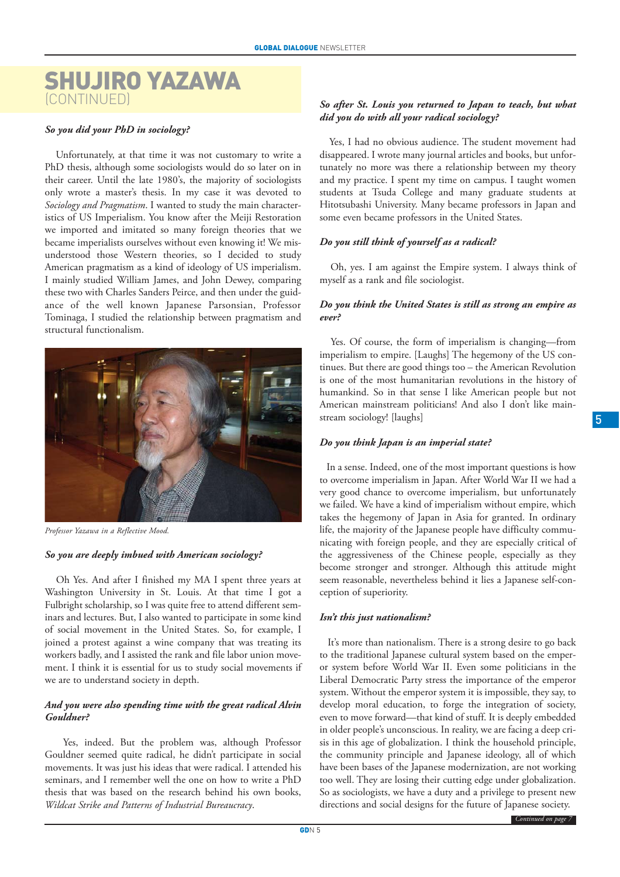# SHUJIRO YAZAWA
(CONTINUED)

***So you did your PhD in sociology?***

Unfortunately, at that time it was not customary to write a PhD thesis, although some sociologists would do so later on in their career. Until the late 1980's, the majority of sociologists only wrote a master's thesis. In my case it was devoted to *Sociology and Pragmatism*. I wanted to study the main characteristics of US Imperialism. You know after the Meiji Restoration we imported and imitated so many foreign theories that we became imperialists ourselves without even knowing it! We misunderstood those Western theories, so I decided to study American pragmatism as a kind of ideology of US imperialism. I mainly studied William James, and John Dewey, comparing these two with Charles Sanders Peirce, and then under the guidance of the well known Japanese Parsonsian, Professor Tominaga, I studied the relationship between pragmatism and structural functionalism.

*Professor Yazawa in a Reflective Mood.*

***So you are deeply imbued with American sociology?***

Oh Yes. And after I finished my MA I spent three years at Washington University in St. Louis. At that time I got a Fulbright scholarship, so I was quite free to attend different seminars and lectures. But, I also wanted to participate in some kind of social movement in the United States. So, for example, I joined a protest against a wine company that was treating its workers badly, and I assisted the rank and file labor union movement. I think it is essential for us to study social movements if we are to understand society in depth.

***And you were also spending time with the great radical Alvin Gouldner?***

Yes, indeed. But the problem was, although Professor Gouldner seemed quite radical, he didn't participate in social movements. It was just his ideas that were radical. I attended his seminars, and I remember well the one on how to write a PhD thesis that was based on the research behind his own books, *Wildcat Strike and Patterns of Industrial Bureaucracy*.

***So after St. Louis you returned to Japan to teach, but what did you do with all your radical sociology?***

Yes, I had no obvious audience. The student movement had disappeared. I wrote many journal articles and books, but unfortunately no more was there a relationship between my theory and my practice. I spent my time on campus. I taught women students at Tsuda College and many graduate students at Hitotsubashi University. Many became professors in Japan and some even became professors in the United States.

***Do you still think of yourself as a radical?***

Oh, yes. I am against the Empire system. I always think of myself as a rank and file sociologist.

***Do you think the United States is still as strong an empire as ever?***

Yes. Of course, the form of imperialism is changing—from imperialism to empire. [Laughs] The hegemony of the US continues. But there are good things too – the American Revolution is one of the most humanitarian revolutions in the history of humankind. So in that sense I like American people but not American mainstream politicians! And also I don't like mainstream sociology! [laughs]

***Do you think Japan is an imperial state?***

In a sense. Indeed, one of the most important questions is how to overcome imperialism in Japan. After World War II we had a very good chance to overcome imperialism, but unfortunately we failed. We have a kind of imperialism without empire, which takes the hegemony of Japan in Asia for granted. In ordinary life, the majority of the Japanese people have difficulty communicating with foreign people, and they are especially critical of the aggressiveness of the Chinese people, especially as they become stronger and stronger. Although this attitude might seem reasonable, nevertheless behind it lies a Japanese self-conception of superiority.

***Isn't this just nationalism?***

It's more than nationalism. There is a strong desire to go back to the traditional Japanese cultural system based on the emperor system before World War II. Even some politicians in the Liberal Democratic Party stress the importance of the emperor system. Without the emperor system it is impossible, they say, to develop moral education, to forge the integration of society, even to move forward—that kind of stuff. It is deeply embedded in older people's unconscious. In reality, we are facing a deep crisis in this age of globalization. I think the household principle, the community principle and Japanese ideology, all of which have been bases of the Japanese modernization, are not working too well. They are losing their cutting edge under globalization. So as sociologists, we have a duty and a privilege to present new directions and social designs for the future of Japanese society.

*Continued on page 7*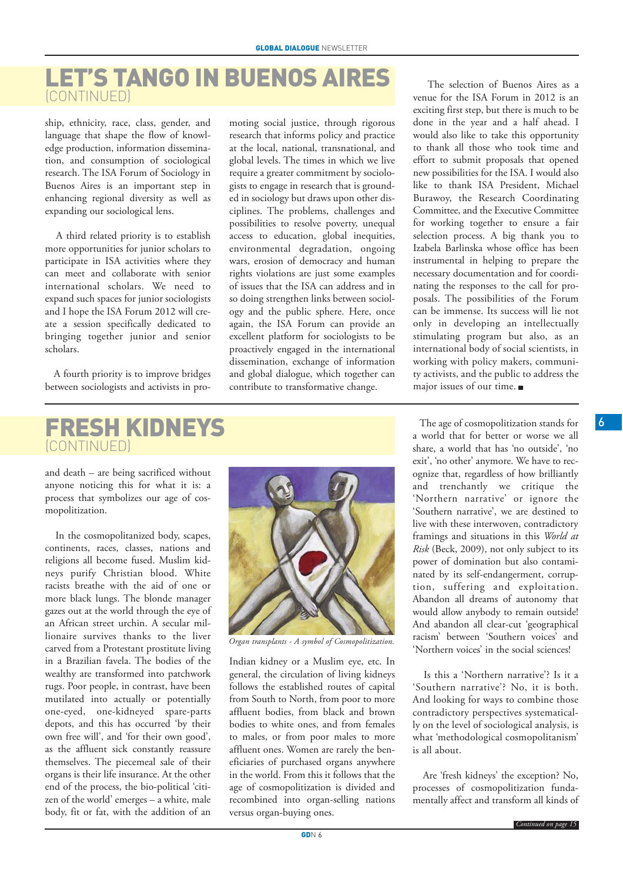# LET'S TANGO IN BUENOS AIRES
(CONTINUED)

ship, ethnicity, race, class, gender, and language that shape the flow of knowledge production, information dissemination, and consumption of sociological research. The ISA Forum of Sociology in Buenos Aires is an important step in enhancing regional diversity as well as expanding our sociological lens.

A third related priority is to establish more opportunities for junior scholars to participate in ISA activities where they can meet and collaborate with senior international scholars. We need to expand such spaces for junior sociologists and I hope the ISA Forum 2012 will create a session specifically dedicated to bringing together junior and senior scholars.

A fourth priority is to improve bridges between sociologists and activists in promoting social justice, through rigorous research that informs policy and practice at the local, national, transnational, and global levels. The times in which we live require a greater commitment by sociologists to engage in research that is grounded in sociology but draws upon other disciplines. The problems, challenges and possibilities to resolve poverty, unequal access to education, global inequities, environmental degradation, ongoing wars, erosion of democracy and human rights violations are just some examples of issues that the ISA can address and in so doing strengthen links between sociology and the public sphere. Here, once again, the ISA Forum can provide an excellent platform for sociologists to be proactively engaged in the international dissemination, exchange of information and global dialogue, which together can contribute to transformative change.

The selection of Buenos Aires as a venue for the ISA Forum in 2012 is an exciting first step, but there is much to be done in the year and a half ahead. I would also like to thank all those who took time and effort to submit proposals that opened new possibilities for the ISA. I would also like to thank ISA President, Michael Burawoy, the Research Coordinating Committee, and the Executive Committee for working together to ensure a fair selection process. A big thank you to Izabela Barlinska whose office has been instrumental in helping to prepare the necessary documentation and for coordinating the responses to the call for proposals. The possibilities of the Forum can be immense. Its success will lie not only in developing an intellectually stimulating program but also, as an international body of social scientists, in working with policy makers, community activists, and the public to address the major issues of our time. ■

# FRESH KIDNEYS
(CONTINUED)

and death – are being sacrificed without anyone noticing this for what it is: a process that symbolizes our age of cosmopolitization.

In the cosmopolitanized body, scapes, continents, races, classes, nations and religions all become fused. Muslim kidneys purify Christian blood. White racists breathe with the aid of one or more black lungs. The blonde manager gazes out at the world through the eye of an African street urchin. A secular millionaire survives thanks to the liver carved from a Protestant prostitute living in a Brazilian favela. The bodies of the wealthy are transformed into patchwork rugs. Poor people, in contrast, have been mutilated into actually or potentially one-eyed, one-kidneyed spare-parts depots, and this has occurred 'by their own free will', and 'for their own good', as the affluent sick constantly reassure themselves. The piecemeal sale of their organs is their life insurance. At the other end of the process, the bio-political 'citizen of the world' emerges – a white, male body, fit or fat, with the addition of an

*Organ transplants - A symbol of Cosmopolitization.*

Indian kidney or a Muslim eye, etc. In general, the circulation of living kidneys follows the established routes of capital from South to North, from poor to more affluent bodies, from black and brown bodies to white ones, and from females to males, or from poor males to more affluent ones. Women are rarely the beneficiaries of purchased organs anywhere in the world. From this it follows that the age of cosmopolitization is divided and recombined into organ-selling nations versus organ-buying ones.

The age of cosmopolitization stands for a world that for better or worse we all share, a world that has 'no outside', 'no exit', 'no other' anymore. We have to recognize that, regardless of how brilliantly and trenchantly we critique the 'Northern narrative' or ignore the 'Southern narrative', we are destined to live with these interwoven, contradictory framings and situations in this *World at Risk* (Beck, 2009), not only subject to its power of domination but also contaminated by its self-endangerment, corruption, suffering and exploitation. Abandon all dreams of autonomy that would allow anybody to remain outside! And abandon all clear-cut 'geographical racism' between 'Southern voices' and 'Northern voices' in the social sciences!

Is this a 'Northern narrative'? Is it a 'Southern narrative'? No, it is both. And looking for ways to combine those contradictory perspectives systematically on the level of sociological analysis, is what 'methodological cosmopolitanism' is all about.

Are 'fresh kidneys' the exception? No, processes of cosmopolitization fundamentally affect and transform all kinds of

*Continued on page 15*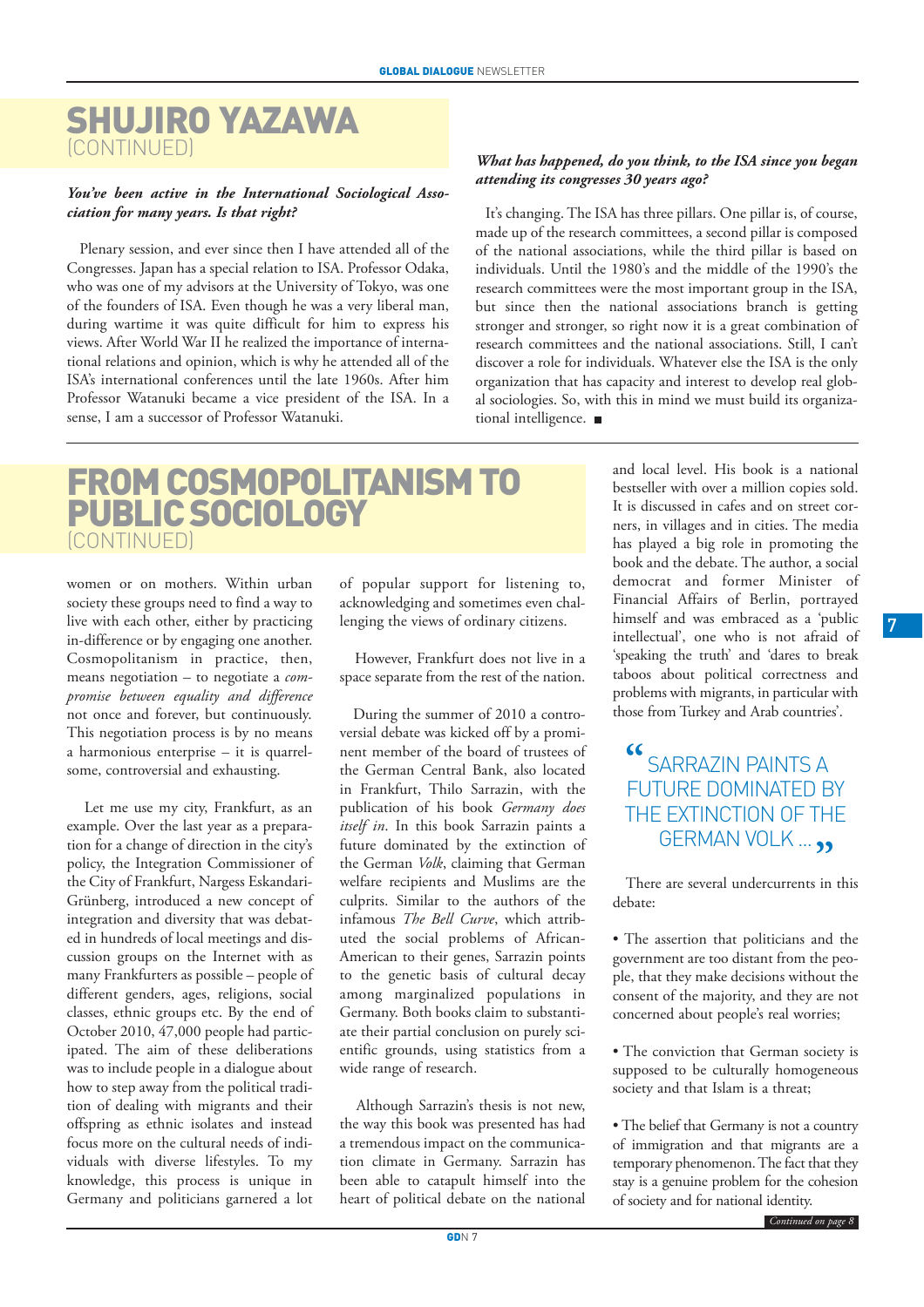# SHUJIRO YAZAWA
(CONTINUED)

***You've been active in the International Sociological Association for many years. Is that right?***

Plenary session, and ever since then I have attended all of the Congresses. Japan has a special relation to ISA. Professor Odaka, who was one of my advisors at the University of Tokyo, was one of the founders of ISA. Even though he was a very liberal man, during wartime it was quite difficult for him to express his views. After World War II he realized the importance of international relations and opinion, which is why he attended all of the ISA's international conferences until the late 1960s. After him Professor Watanuki became a vice president of the ISA. In a sense, I am a successor of Professor Watanuki.

***What has happened, do you think, to the ISA since you began attending its congresses 30 years ago?***

It's changing. The ISA has three pillars. One pillar is, of course, made up of the research committees, a second pillar is composed of the national associations, while the third pillar is based on individuals. Until the 1980's and the middle of the 1990's the research committees were the most important group in the ISA, but since then the national associations branch is getting stronger and stronger, so right now it is a great combination of research committees and the national associations. Still, I can't discover a role for individuals. Whatever else the ISA is the only organization that has capacity and interest to develop real global sociologies. So, with this in mind we must build its organizational intelligence. ■

# FROM COSMOPOLITANISM TO PUBLIC SOCIOLOGY
(CONTINUED)

women or on mothers. Within urban society these groups need to find a way to live with each other, either by practicing in-difference or by engaging one another. Cosmopolitanism in practice, then, means negotiation – to negotiate a *compromise between equality and difference* not once and forever, but continuously. This negotiation process is by no means a harmonious enterprise – it is quarrelsome, controversial and exhausting.

Let me use my city, Frankfurt, as an example. Over the last year as a preparation for a change of direction in the city's policy, the Integration Commissioner of the City of Frankfurt, Nargess Eskandari-Grünberg, introduced a new concept of integration and diversity that was debated in hundreds of local meetings and discussion groups with the Internet with as many Frankfurters as possible – people of different genders, ages, religions, social classes, ethnic groups etc. By the end of October 2010, 47,000 people had participated. The aim of these deliberations was to include people in a dialogue about how to step away from the political tradition of dealing with migrants and their offspring as ethnic isolates and instead focus more on the cultural needs of individuals with diverse lifestyles. To my knowledge, this process is unique in Germany and politicians garnered a lot of popular support for listening to, acknowledging and sometimes even challenging the views of ordinary citizens.

However, Frankfurt does not live in a space separate from the rest of the nation.

During the summer of 2010 a controversial debate was kicked off by a prominent member of the board of trustees of the German Central Bank, also located in Frankfurt, Thilo Sarrazin, with the publication of his book *Germany does itself in*. In this book Sarrazin paints a future dominated by the extinction of the German *Volk*, claiming that German welfare recipients and Muslims are the culprits. Similar to the authors of the infamous *The Bell Curve*, which attributed the social problems of African-American to their genes, Sarrazin points to the genetic basis of cultural decay among marginalized populations in Germany. Both books claim to substantiate their partial conclusion on purely scientific grounds, using statistics from a wide range of research.

Although Sarrazin's thesis is not new, the way this book was presented has had a tremendous impact on the communication climate in Germany. Sarrazin has been able to catapult himself into the heart of political debate on the national and local level. His book is a national bestseller with over a million copies sold. It is discussed in cafes and on street corners, in villages and in cities. The media has played a big role in promoting the book and the debate. The author, a social democrat and former Minister of Financial Affairs of Berlin, portrayed himself and was embraced as a 'public intellectual', one who is not afraid of 'speaking the truth' and 'dares to break taboos about political correctness and problems with migrants, in particular with those from Turkey and Arab countries'.

> "SARRAZIN PAINTS A FUTURE DOMINATED BY THE EXTINCTION OF THE GERMAN VOLK ..."

There are several undercurrents in this debate:

- The assertion that politicians and the government are too distant from the people, that they make decisions without the consent of the majority, and they are not concerned about people's real worries;
- The conviction that German society is supposed to be culturally homogeneous society and that Islam is a threat;
- The belief that Germany is not a country of immigration and that migrants are a temporary phenomenon. The fact that they stay is a genuine problem for the cohesion of society and for national identity.

*Continued on page 8*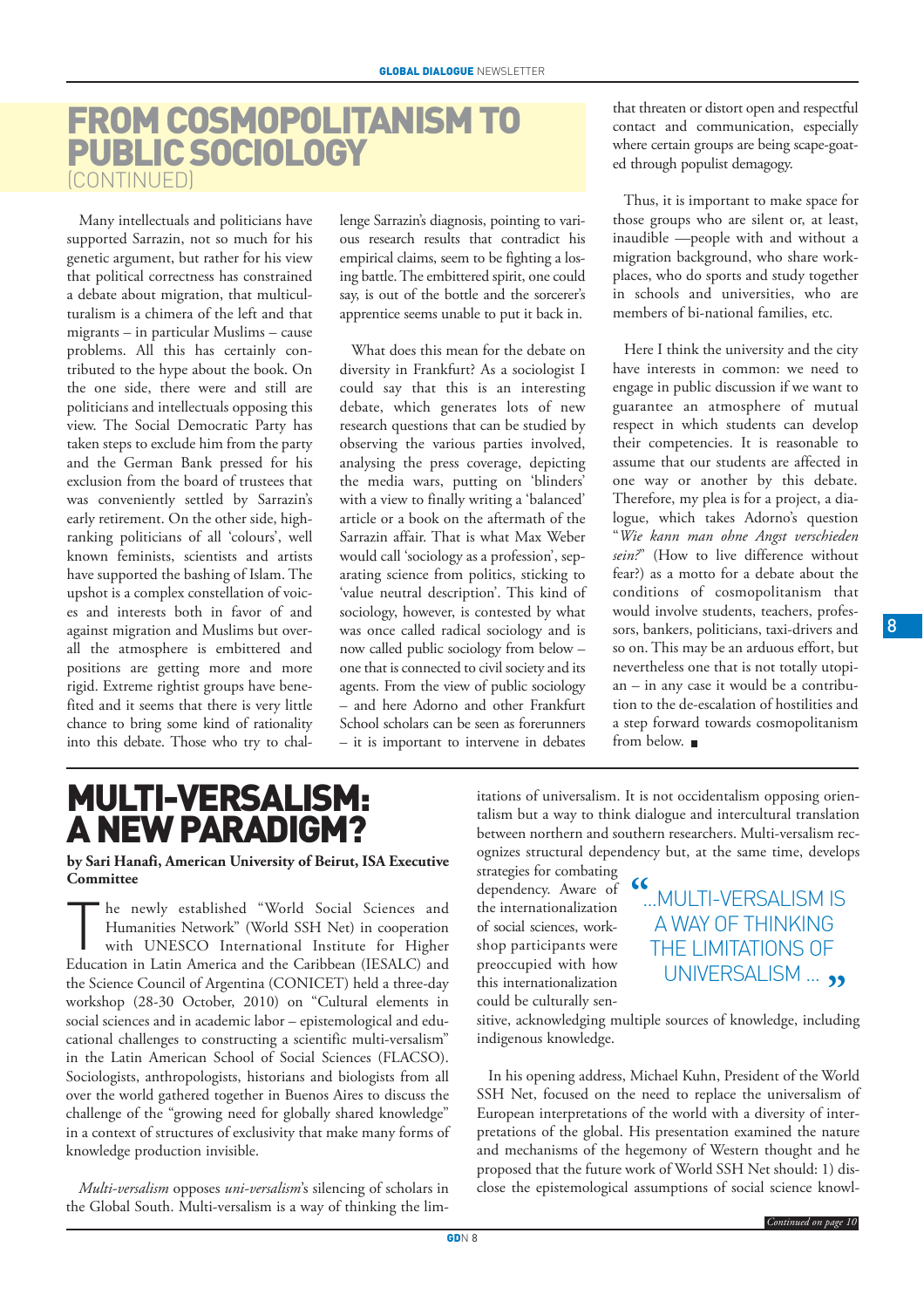# FROM COSMOPOLITANISM TO PUBLIC SOCIOLOGY (CONTINUED)

Many intellectuals and politicians have supported Sarrazin, not so much for his genetic argument, but rather for his view that political correctness has constrained a debate about migration, that multiculturalism is a chimera of the left and that migrants – in particular Muslims – cause problems. All this has certainly contributed to the hype about the book. On the one side, there were and still are politicians and intellectuals opposing this view. The Social Democratic Party has taken steps to exclude him from the party and the German Bank pressed for his exclusion from the board of trustees that was conveniently settled by Sarrazin's early retirement. On the other side, high-ranking politicians of all 'colours', well known feminists, scientists and artists have supported the bashing of Islam. The upshot is a complex constellation of voices and interests both in favor of and against migration and Muslims but overall the atmosphere is embittered and positions are getting more and more rigid. Extreme rightist groups have benefited and it seems that there is very little chance to bring some kind of rationality into this debate. Those who try to challenge Sarrazin's diagnosis, pointing to various research results that contradict his empirical claims, seem to be fighting a losing battle. The embittered spirit, one could say, is out of the bottle and the sorcerer's apprentice seems unable to put it back in.

What does this mean for the debate on diversity in Frankfurt? As a sociologist I could say that this is an interesting debate, which generates lots of new research questions that can be studied by observing the various parties involved, analysing the press coverage, depicting the media wars, putting on 'blinders' with a view to finally writing a 'balanced' article or a book on the aftermath of the Sarrazin affair. That is what Max Weber would call 'sociology as a profession', separating science from politics, sticking to 'value neutral description'. This kind of sociology, however, is contested by what was once called radical sociology and is now called public sociology from below – one that is connected to civil society and its agents. From the view of public sociology – and here Adorno and other Frankfurt School scholars can be seen as forerunners – it is important to intervene in debates that threaten or distort open and respectful contact and communication, especially where certain groups are being scape-goated through populist demagogy.

Thus, it is important to make space for those groups who are silent or, at least, inaudible —people with and without a migration background, who share workplaces, who do sports and study together in schools and universities, who are members of bi-national families, etc.

Here I think the university and the city have interests in common: we need to engage in public discussion if we want to guarantee an atmosphere of mutual respect in which students can develop their competencies. It is reasonable to assume that our students are affected in one way or another by this debate. Therefore, my plea is for a project, a dialogue, which takes Adorno's question "*Wie kann man ohne Angst verschieden sein?*" (How to live difference without fear?) as a motto for a debate about the conditions of cosmopolitanism that would involve students, teachers, professors, bankers, politicians, taxi-drivers and so on. This may be an arduous effort, but nevertheless one that is not totally utopian – in any case it would be a contribution to the de-escalation of hostilities and a step forward towards cosmopolitanism from below. ■

# MULTI-VERSALISM: A NEW PARADIGM?

**by Sari Hanafi, American University of Beirut, ISA Executive Committee**

The newly established "World Social Sciences and Humanities Network" (World SSH Net) in cooperation with UNESCO International Institute for Higher Education in Latin America and the Caribbean (IESALC) and the Science Council of Argentina (CONICET) held a three-day workshop (28-30 October, 2010) on "Cultural elements in social sciences and in academic labor – epistemological and educational challenges to constructing a scientific multi-versalism" in the Latin American School of Social Sciences (FLACSO). Sociologists, anthropologists, historians and biologists from all over the world gathered together in Buenos Aires to discuss the challenge of the "growing need for globally shared knowledge" in a context of structures of exclusivity that make many forms of knowledge production invisible.

*Multi-versalism* opposes *uni-versalism*'s silencing of scholars in the Global South. Multi-versalism is a way of thinking the limitations of universalism. It is not occidentalism opposing orientalism but a way to think dialogue and intercultural translation between northern and southern researchers. Multi-versalism recognizes structural dependency but, at the same time, develops strategies for combating dependency. Aware of the internationalization of social sciences, workshop participants were preoccupied with how this internationalization could be culturally sensitive, acknowledging multiple sources of knowledge, including indigenous knowledge.

> "...MULTI-VERSALISM IS A WAY OF THINKING THE LIMITATIONS OF UNIVERSALISM ..."

In his opening address, Michael Kuhn, President of the World SSH Net, focused on the need to replace the universalism of European interpretations of the world with a diversity of interpretations of the global. His presentation examined the nature and mechanisms of the hegemony of Western thought and he proposed that the future work of World SSH Net should: 1) disclose the epistemological assumptions of social science knowl-

*Continued on page 10*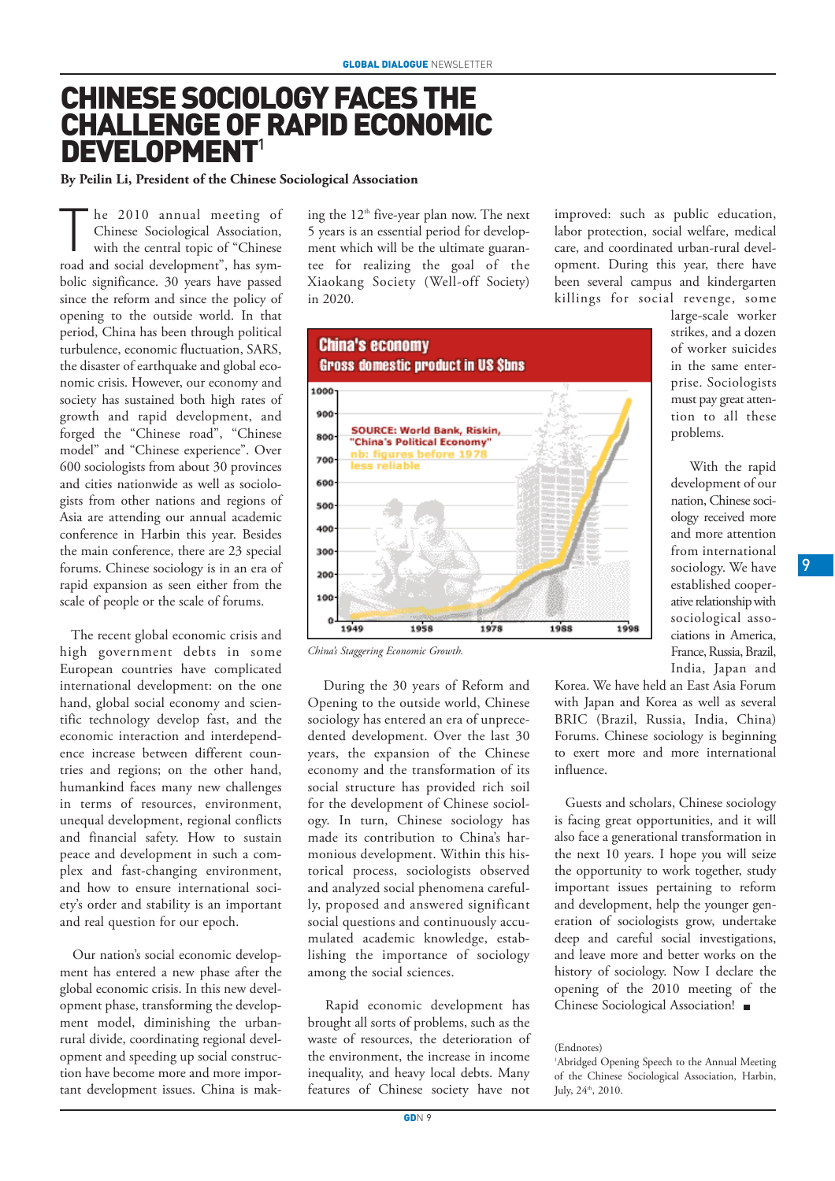# CHINESE SOCIOLOGY FACES THE CHALLENGE OF RAPID ECONOMIC DEVELOPMENT[1]

**By Peilin Li, President of the Chinese Sociological Association**

The 2010 annual meeting of Chinese Sociological Association, with the central topic of "Chinese road and social development", has symbolic significance. 30 years have passed since the reform and since the policy of opening to the outside world. In that period, China has been through political turbulence, economic fluctuation, SARS, the disaster of earthquake and global economic crisis. However, our economy and society has sustained both high rates of growth and rapid development, and forged the "Chinese road", "Chinese model" and "Chinese experience". Over 600 sociologists from about 30 provinces and cities nationwide as well as sociologists from other nations and regions of Asia are attending our annual academic conference in Harbin this year. Besides the main conference, there are 23 special forums. Chinese sociology is in an era of rapid expansion as seen either from the scale of people or the scale of forums.

The recent global economic crisis and high government debts in some European countries have complicated international development: on the one hand, global social economy and scientific technology develop fast, and the economic interaction and interdependence increase between different countries and regions; on the other hand, humankind faces many new challenges in terms of resources, environment, unequal development, regional conflicts and financial safety. How to sustain peace and development in such a complex and fast-changing environment, and how to ensure international society's order and stability is an important and real question for our epoch.

Our nation's social economic development has entered a new phase after the global economic crisis. In this new development phase, transforming the development model, diminishing the urban-rural divide, coordinating regional development and speeding up social construction have become more and more important development issues. China is making the 12th five-year plan now. The next 5 years is an essential period for development which will be the ultimate guarantee for realizing the goal of the Xiaokang Society (Well-off Society) in 2020.

China's economy
Gross domestic product in US $bns
SOURCE: World Bank, Riskin, "China's Political Economy"
nb: figures before 1978 less reliable

*China's Staggering Economic Growth.*

During the 30 years of Reform and Opening to the outside world, Chinese sociology has entered an era of unprecedented development. Over the last 30 years, the expansion of the Chinese economy and the transformation of its social structure has provided rich soil for the development of Chinese sociology. In turn, Chinese sociology has made its contribution to China's harmonious development. Within this historical process, sociologists observed and analyzed social phenomena carefully, proposed and answered significant social questions and continuously accumulated academic knowledge, establishing the importance of sociology among the social sciences.

Rapid economic development has brought all sorts of problems, such as the waste of resources, the deterioration of the environment, the increase in income inequality, and heavy local debts. Many features of Chinese society have not improved: such as public education, labor protection, social welfare, medical care, and coordinated urban-rural development. During this year, there have been several campus and kindergarten killings for social revenge, some large-scale worker strikes, and a dozen of worker suicides in the same enterprise. Sociologists must pay great attention to all these problems.

With the rapid development of our nation, Chinese sociology received more and more attention from international sociology. We have established cooperative relationship with sociological associations in America, France, Russia, Brazil, India, Japan and Korea. We have held an East Asia Forum with Japan and Korea as well as several BRIC (Brazil, Russia, India, China) Forums. Chinese sociology is beginning to exert more and more international influence.

Guests and scholars, Chinese sociology is facing great opportunities, and it will also face a generational transformation in the next 10 years. I hope you will seize the opportunity to work together, study important issues pertaining to reform and development, help the younger generation of sociologists grow, undertake deep and careful social investigations, and leave more and better works on the history of sociology. Now I declare the opening of the 2010 meeting of the Chinese Sociological Association! ■

(Endnotes)
[1] Abridged Opening Speech to the Annual Meeting of the Chinese Sociological Association, Harbin, July, 24th, 2010.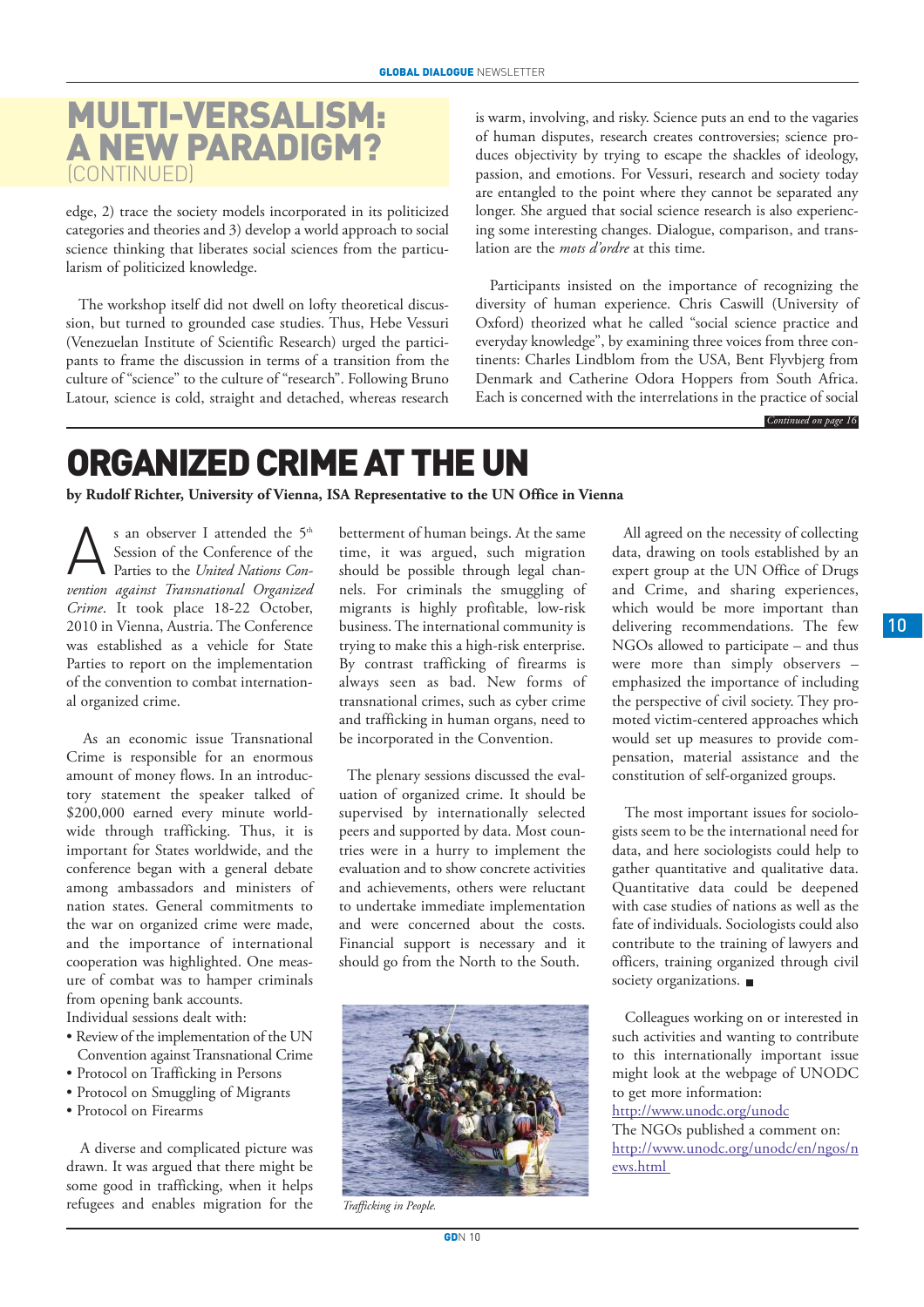# MULTI-VERSALISM: A NEW PARADIGM? (CONTINUED)

edge, 2) trace the society models incorporated in its politicized categories and theories and 3) develop a world approach to social science thinking that liberates social sciences from the particularism of politicized knowledge.

The workshop itself did not dwell on lofty theoretical discussion, but turned to grounded case studies. Thus, Hebe Vessuri (Venezuelan Institute of Scientific Research) urged the participants to frame the discussion in terms of a transition from the culture of "science" to the culture of "research". Following Bruno Latour, science is cold, straight and detached, whereas research is warm, involving, and risky. Science puts an end to the vagaries of human disputes, research creates controversies; science produces objectivity by trying to escape the shackles of ideology, passion, and emotions. For Vessuri, research and society today are entangled to the point where they cannot be separated any longer. She argued that social science research is also experiencing some interesting changes. Dialogue, comparison, and translation are the *mots d'ordre* at this time.

Participants insisted on the importance of recognizing the diversity of human experience. Chris Caswill (University of Oxford) theorized what he called "social science practice and everyday knowledge", by examining three voices from three continents: Charles Lindblom from the USA, Bent Flyvbjerg from Denmark and Catherine Odora Hoppers from South Africa. Each is concerned with the interrelations in the practice of social

*Continued on page 16*

# ORGANIZED CRIME AT THE UN

**by Rudolf Richter, University of Vienna, ISA Representative to the UN Office in Vienna**

As an observer I attended the 5th Session of the Conference of the Parties to the *United Nations Convention against Transnational Organized Crime*. It took place 18-22 October, 2010 in Vienna, Austria. The Conference was established as a vehicle for State Parties to report on the implementation of the convention to combat international organized crime.

As an economic issue Transnational Crime is responsible for an enormous amount of money flows. In an introductory statement the speaker talked of $200,000 earned every minute worldwide through trafficking. Thus, it is important for States worldwide, and the conference began with a general debate among ambassadors and ministers of nation states. General commitments to the war on organized crime were made, and the importance of international cooperation was highlighted. One measure of combat was to hamper criminals from opening bank accounts.
Individual sessions dealt with:

- Review of the implementation of the UN Convention against Transnational Crime
- Protocol on Trafficking in Persons
- Protocol on Smuggling of Migrants
- Protocol on Firearms

A diverse and complicated picture was drawn. It was argued that there might be some good in trafficking, when it helps refugees and enables migration for the betterment of human beings. At the same time, it was argued, such migration should be possible through legal channels. For criminals the smuggling of migrants is highly profitable, low-risk business. The international community is trying to make this a high-risk enterprise. By contrast trafficking of firearms is always seen as bad. New forms of transnational crimes, such as cyber crime and trafficking in human organs, need to be incorporated in the Convention.

The plenary sessions discussed the evaluation of organized crime. It should be supervised by internationally selected peers and supported by data. Most countries were in a hurry to implement the evaluation and to show concrete activities and achievements, others were reluctant to undertake immediate implementation and were concerned about the costs. Financial support is necessary and it should go from the North to the South.

*Trafficking in People.*

All agreed on the necessity of collecting data, drawing on tools established by an expert group at the UN Office of Drugs and Crime, and sharing experiences, which would be more important than delivering recommendations. The few NGOs allowed to participate – and thus were more than simply observers – emphasized the importance of including the perspective of civil society. They promoted victim-centered approaches which would set up measures to provide compensation, material assistance and the constitution of self-organized groups.

The most important issues for sociologists seem to be the international need for data, and here sociologists could help to gather quantitative and qualitative data. Quantitative data could be deepened with case studies of nations as well as the fate of individuals. Sociologists could also contribute to the training of lawyers and officers, training organized through civil society organizations. ■

Colleagues working on or interested in such activities and wanting to contribute to this internationally important issue might look at the webpage of UNODC to get more information:
http://www.unodc.org/unodc
The NGOs published a comment on:
http://www.unodc.org/unodc/en/ngos/news.html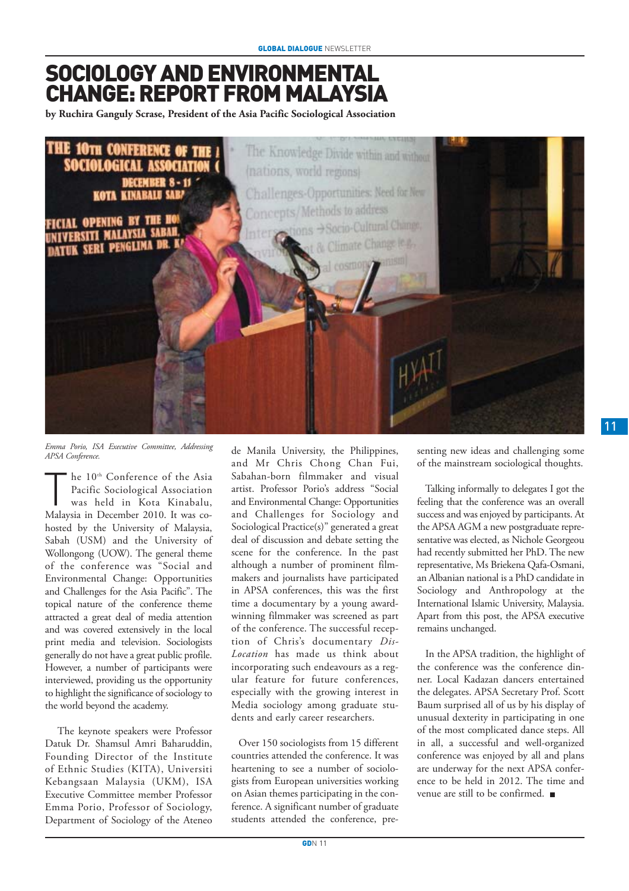# SOCIOLOGY AND ENVIRONMENTAL CHANGE: REPORT FROM MALAYSIA

**by Ruchira Ganguly Scrase, President of the Asia Pacific Sociological Association**

*Emma Porio, ISA Executive Committee, Addressing APSA Conference.*

The 10th Conference of the Asia Pacific Sociological Association was held in Kota Kinabalu, Malaysia in December 2010. It was co-hosted by the University of Malaysia, Sabah (USM) and the University of Wollongong (UOW). The general theme of the conference was "Social and Environmental Change: Opportunities and Challenges for the Asia Pacific". The topical nature of the conference theme attracted a great deal of media attention and was covered extensively in the local print media and television. Sociologists generally do not have a great public profile. However, a number of participants were interviewed, providing us the opportunity to highlight the significance of sociology to the world beyond the academy.

The keynote speakers were Professor Datuk Dr. Shamsul Amri Baharuddin, Founding Director of the Institute of Ethnic Studies (KITA), Universiti Kebangsaan Malaysia (UKM), ISA Executive Committee member Professor Emma Porio, Professor of Sociology, Department of Sociology of the Ateneo de Manila University, the Philippines, and Mr Chris Chong Chan Fui, Sabahan-born filmmaker and visual artist. Professor Porio's address "Social and Environmental Change: Opportunities and Challenges for Sociology and Sociological Practice(s)" generated a great deal of discussion and debate setting the scene for the conference. In the past although a number of prominent filmmakers and journalists have participated in APSA conferences, this was the first time a documentary by a young award-winning filmmaker was screened as part of the conference. The successful reception of Chris's documentary *Dis-Location* has made us think about incorporating such endeavours as a regular feature for future conferences, especially with the growing interest in Media sociology among graduate students and early career researchers.

Over 150 sociologists from 15 different countries attended the conference. It was heartening to see a number of sociologists from European universities working on Asian themes participating in the conference. A significant number of graduate students attended the conference, presenting new ideas and challenging some of the mainstream sociological thoughts.

Talking informally to delegates I got the feeling that the conference was an overall success and was enjoyed by participants. At the APSA AGM a new postgraduate representative was elected, as Nichole Georgeou had recently submitted her PhD. The new representative, Ms Briekena Qafa-Osmani, an Albanian national is a PhD candidate in Sociology and Anthropology at the International Islamic University, Malaysia. Apart from this post, the APSA executive remains unchanged.

In the APSA tradition, the highlight of the conference was the conference dinner. Local Kadazan dancers entertained the delegates. APSA Secretary Prof. Scott Baum surprised all of us by his display of unusual dexterity in participating in one of the most complicated dance steps. All in all, a successful and well-organized conference was enjoyed by all and plans are underway for the next APSA conference to be held in 2012. The time and venue are still to be confirmed. ■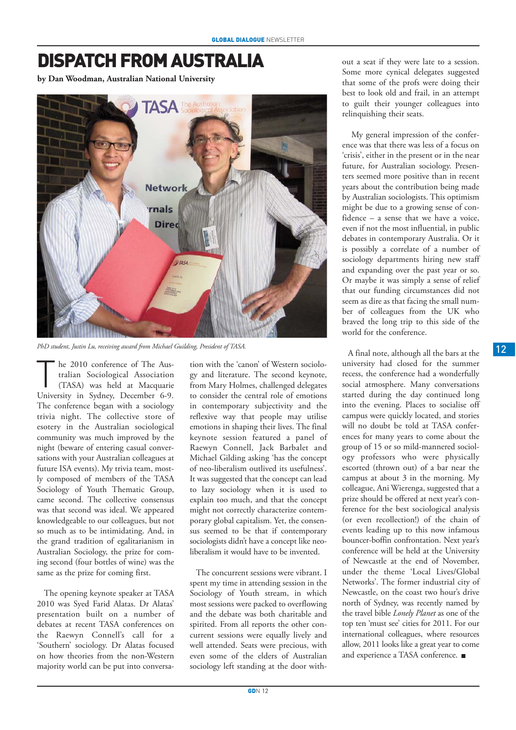# DISPATCH FROM AUSTRALIA

**by Dan Woodman, Australian National University**

*PhD student, Justin Lu, receiving award from Michael Guilding, President of TASA.*

The 2010 conference of The Australian Sociological Association (TASA) was held at Macquarie University in Sydney, December 6-9. The conference began with a sociology trivia night. The collective store of esotery in the Australian sociological community was much improved by the night (beware of entering casual conversations with your Australian colleagues at future ISA events). My trivia team, mostly composed of members of the TASA Sociology of Youth Thematic Group, came second. The collective consensus was that second was ideal. We appeared knowledgeable to our colleagues, but not so much as to be intimidating. And, in the grand tradition of egalitarianism in Australian Sociology, the prize for coming second (four bottles of wine) was the same as the prize for coming first.

The opening keynote speaker at TASA 2010 was Syed Farid Alatas. Dr Alatas' presentation built on a number of debates at recent TASA conferences on the Raewyn Connell's call for a 'Southern' sociology. Dr Alatas focused on how theories from the non-Western majority world can be put into conversation with the 'canon' of Western sociology and literature. The second keynote, from Mary Holmes, challenged delegates to consider the central role of emotions in contemporary subjectivity and the reflexive way that people may utilise emotions in shaping their lives. The final keynote session featured a panel of Raewyn Connell, Jack Barbalet and Michael Gilding asking 'has the concept of neo-liberalism outlived its usefulness'. It was suggested that the concept can lead to lazy sociology when it is used to explain too much, and that the concept might not correctly characterize contemporary global capitalism. Yet, the consensus seemed to be that if contemporary sociologists didn't have a concept like neo-liberalism it would have to be invented.

The concurrent sessions were vibrant. I spent my time in attending session in the Sociology of Youth stream, in which most sessions were packed to overflowing and the debate was both charitable and spirited. From all reports the other concurrent sessions were equally lively and well attended. Seats were precious, with even some of the elders of Australian sociology left standing at the door without a seat if they were late to a session. Some more cynical delegates suggested that some of the profs were doing their best to look old and frail, in an attempt to guilt their younger colleagues into relinquishing their seats.

My general impression of the conference was that there was less of a focus on 'crisis', either in the present or in the near future, for Australian sociology. Presenters seemed more positive than in recent years about the contribution being made by Australian sociologists. This optimism might be due to a growing sense of confidence – a sense that we have a voice, even if not the most influential, in public debates in contemporary Australia. Or it is possibly a correlate of a number of sociology departments hiring new staff and expanding over the past year or so. Or maybe it was simply a sense of relief that our funding circumstances did not seem as dire as that facing the small number of colleagues from the UK who braved the long trip to this side of the world for the conference.

A final note, although all the bars at the university had closed for the summer recess, the conference had a wonderfully social atmosphere. Many conversations started during the day continued long into the evening. Places to socialise off campus were quickly located, and stories will no doubt be told at TASA conferences for many years to come about the group of 15 or so mild-mannered sociology professors who were physically escorted (thrown out) of a bar near the campus at about 3 in the morning. My colleague, Ani Wierenga, suggested that a prize should be offered at next year's conference for the best sociological analysis (or even recollection!) of the chain of events leading up to this now infamous bouncer-boffin confrontation. Next year's conference will be held at the University of Newcastle at the end of November, under the theme 'Local Lives/Global Networks'. The former industrial city of Newcastle, on the coast two hour's drive north of Sydney, was recently named by the travel bible *Lonely Planet* as one of the top ten 'must see' cities for 2011. For our international colleagues, where resources allow, 2011 looks like a great year to come and experience a TASA conference. ■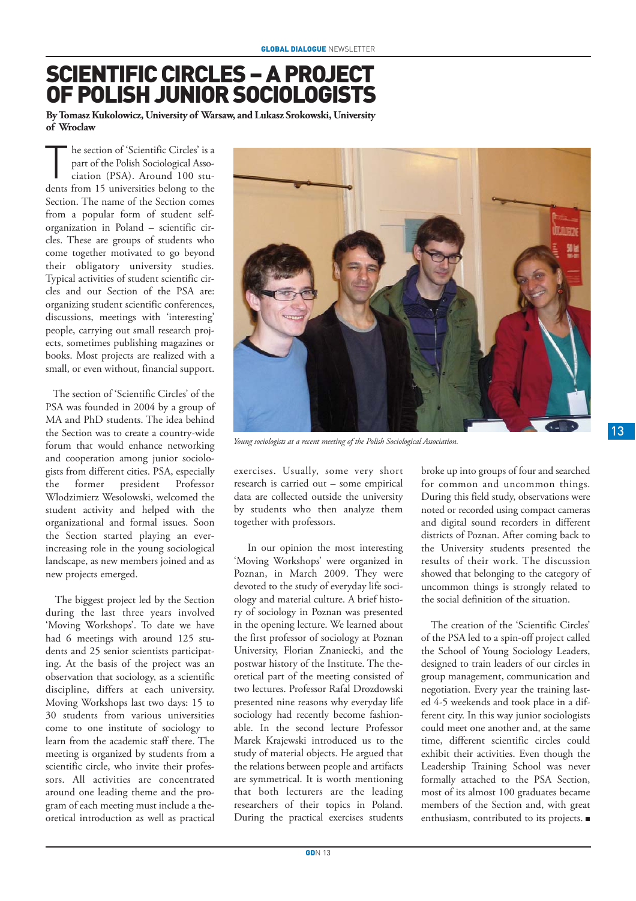# SCIENTIFIC CIRCLES – A PROJECT OF POLISH JUNIOR SOCIOLOGISTS

**By Tomasz Kukolowicz, University of Warsaw, and Lukasz Srokowski, University of Wroclaw**

The section of 'Scientific Circles' is a part of the Polish Sociological Association (PSA). Around 100 students from 15 universities belong to the Section. The name of the Section comes from a popular form of student self-organization in Poland – scientific circles. These are groups of students who come together motivated to go beyond their obligatory university studies. Typical activities of student scientific circles and our Section of the PSA are: organizing student scientific conferences, discussions, meetings with 'interesting' people, carrying out small research projects, sometimes publishing magazines or books. Most projects are realized with a small, or even without, financial support.

The section of 'Scientific Circles' of the PSA was founded in 2004 by a group of MA and PhD students. The idea behind the Section was to create a country-wide forum that would enhance networking and cooperation among junior sociologists from different cities. PSA, especially the former president Professor Wlodzimierz Wesolowski, welcomed the student activity and helped with the organizational and formal issues. Soon the Section started playing an ever-increasing role in the young sociological landscape, as new members joined and as new projects emerged.

The biggest project led by the Section during the last three years involved 'Moving Workshops'. To date we have had 6 meetings with around 125 students and 25 senior scientists participating. At the basis of the project was an observation that sociology, as a scientific discipline, differs at each university. Moving Workshops last two days: 15 to 30 students from various universities come to one institute of sociology to learn from the academic staff there. The meeting is organized by students from a scientific circle, who invite their professors. All activities are concentrated around one leading theme and the program of each meeting must include a theoretical introduction as well as practical exercises. Usually, some very short research is carried out – some empirical data are collected outside the university by students who then analyze them together with professors.

*Young sociologists at a recent meeting of the Polish Sociological Association.*

In our opinion the most interesting 'Moving Workshops' were organized in Poznan, in March 2009. They were devoted to the study of everyday life sociology and material culture. A brief history of sociology in Poznan was presented in the opening lecture. We learned about the first professor of sociology at Poznan University, Florian Znaniecki, and the postwar history of the Institute. The theoretical part of the meeting consisted of two lectures. Professor Rafal Drozdowski presented nine reasons why everyday life sociology had recently become fashionable. In the second lecture Professor Marek Krajewski introduced us to the study of material objects. He argued that the relations between people and artifacts are symmetrical. It is worth mentioning that both lecturers are the leading researchers of their topics in Poland. During the practical exercises students broke up into groups of four and searched for common and uncommon things. During this field study, observations were noted or recorded using compact cameras and digital sound recorders in different districts of Poznan. After coming back to the University students presented the results of their work. The discussion showed that belonging to the category of uncommon things is strongly related to the social definition of the situation.

The creation of the 'Scientific Circles' of the PSA led to a spin-off project called the School of Young Sociology Leaders, designed to train leaders of our circles in group management, communication and negotiation. Every year the training lasted 4-5 weekends and took place in a different city. In this way junior sociologists could meet one another and, at the same time, different scientific circles could exhibit their activities. Even though the Leadership Training School was never formally attached to the PSA Section, most of its almost 100 graduates became members of the Section and, with great enthusiasm, contributed to its projects. ■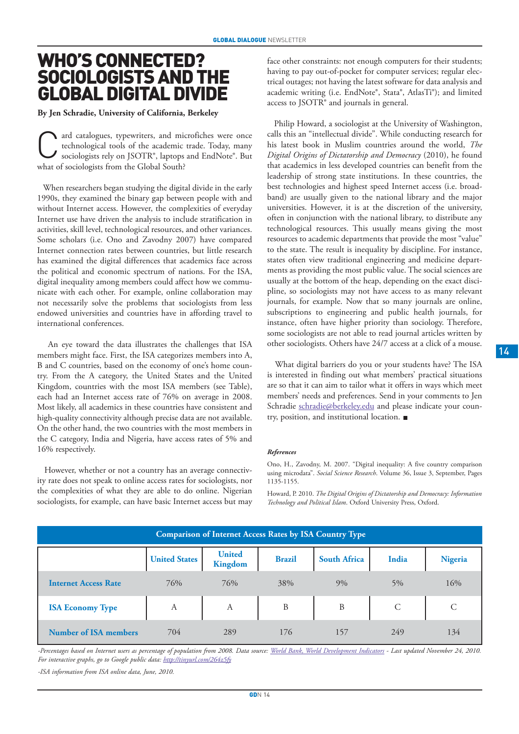# WHO'S CONNECTED? SOCIOLOGISTS AND THE GLOBAL DIGITAL DIVIDE

**By Jen Schradie, University of California, Berkeley**

Card catalogues, typewriters, and microfiches were once technological tools of the academic trade. Today, many sociologists rely on JSOTR®, laptops and EndNote®. But what of sociologists from the Global South?

When researchers began studying the digital divide in the early 1990s, they examined the binary gap between people with and without Internet access. However, the complexities of everyday Internet use have driven the analysis to include stratification in activities, skill level, technological resources, and other variances. Some scholars (i.e. Ono and Zavodny 2007) have compared Internet connection rates between countries, but little research has examined the digital differences that academics face across the political and economic spectrum of nations. For the ISA, digital inequality among members could affect how we communicate with each other. For example, online collaboration may not necessarily solve the problems that sociologists from less endowed universities and countries have in affording travel to international conferences.

An eye toward the data illustrates the challenges that ISA members might face. First, the ISA categorizes members into A, B and C countries, based on the economy of one's home country. From the A category, the United States and the United Kingdom, countries with the most ISA members (see Table), each had an Internet access rate of 76% on average in 2008. Most likely, all academics in these countries have consistent and high-quality connectivity although precise data are not available. On the other hand, the two countries with the most members in the C category, India and Nigeria, have access rates of 5% and 16% respectively.

However, whether or not a country has an average connectivity rate does not speak to online access rates for sociologists, nor the complexities of what they are able to do online. Nigerian sociologists, for example, can have basic Internet access but may face other constraints: not enough computers for their students; having to pay out-of-pocket for computer services; regular electrical outages; not having the latest software for data analysis and academic writing (i.e. EndNote®, Stata®, AtlasTi®); and limited access to JSTOR® and journals in general.

Philip Howard, a sociologist at the University of Washington, calls this an "intellectual divide". While conducting research for his latest book in Muslim countries around the world, *The Digital Origins of Dictatorship and Democracy* (2010), he found that academics in less developed countries can benefit from the leadership of strong state institutions. In these countries, the best technologies and highest speed Internet access (i.e. broadband) are usually given to the national library and the major universities. However, it is at the discretion of the university, often in conjunction with the national library, to distribute any technological resources. This usually means giving the most resources to academic departments that provide the most "value" to the state. The result is inequality by discipline. For instance, states often view traditional engineering and medicine departments as providing the most public value. The social sciences are usually at the bottom of the heap, depending on the exact discipline, so sociologists may not have access to as many relevant journals, for example. Now that so many journals are online, subscriptions to engineering and public health journals, for instance, often have higher priority than sociology. Therefore, some sociologists are not able to read journal articles written by other sociologists. Others have 24/7 access at a click of a mouse.

What digital barriers do you or your students have? The ISA is interested in finding out what members' practical situations are so that it can aim to tailor what it offers in ways which meet members' needs and preferences. Send in your comments to Jen Schradie schradie@berkeley.edu and please indicate your country, position, and institutional location. ■

***References***

Ono, H., Zavodny, M. 2007. "Digital inequality: A five country comparison using microdata". *Social Science Research*. Volume 36, Issue 3, September, Pages 1135-1155.

Howard, P. 2010. *The Digital Origins of Dictatorship and Democracy: Information Technology and Political Islam*. Oxford University Press, Oxford.

**Comparison of Internet Access Rates by ISA Country Type**

| | United States | United Kingdom | Brazil | South Africa | India | Nigeria |
|---|---|---|---|---|---|---|
| **Internet Access Rate** | 76% | 76% | 38% | 9% | 5% | 16% |
| **ISA Economy Type** | A | A | B | B | C | C |
| **Number of ISA members** | 704 | 289 | 176 | 157 | 249 | 134 |

*-Percentages based on Internet users as percentage of population from 2008. Data source: World Bank, World Development Indicators - Last updated November 24, 2010. For interactive graphs, go to Google public data: http://tinyurl.com/264z5fy*

*-ISA information from ISA online data, June, 2010.*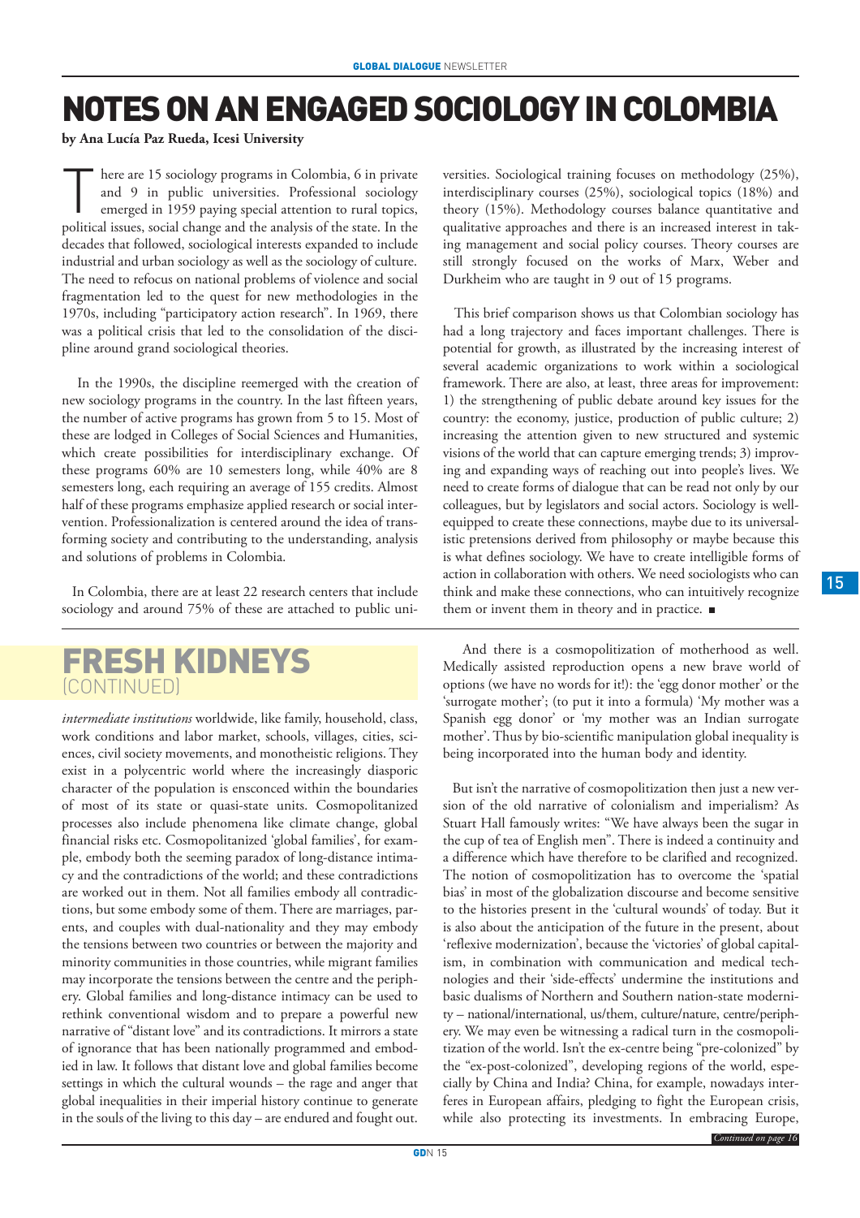# NOTES ON AN ENGAGED SOCIOLOGY IN COLOMBIA

**by Ana Lucía Paz Rueda, Icesi University**

There are 15 sociology programs in Colombia, 6 in private and 9 in public universities. Professional sociology emerged in 1959 paying special attention to rural topics, political issues, social change and the analysis of the state. In the decades that followed, sociological interests expanded to include industrial and urban sociology as well as the sociology of culture. The need to refocus on national problems of violence and social fragmentation led to the quest for new methodologies in the 1970s, including "participatory action research". In 1969, there was a political crisis that led to the consolidation of the discipline around grand sociological theories.

In the 1990s, the discipline reemerged with the creation of new sociology programs in the country. In the last fifteen years, the number of active programs has grown from 5 to 15. Most of these are lodged in Colleges of Social Sciences and Humanities, which create possibilities for interdisciplinary exchange. Of these programs 60% are 10 semesters long, while 40% are 8 semesters long, each requiring an average of 155 credits. Almost half of these programs emphasize applied research or social intervention. Professionalization is centered around the idea of transforming society and contributing to the understanding, analysis and solutions of problems in Colombia.

In Colombia, there are at least 22 research centers that include sociology and around 75% of these are attached to public universities. Sociological training focuses on methodology (25%), interdisciplinary courses (25%), sociological topics (18%) and theory (15%). Methodology courses balance quantitative and qualitative approaches and there is an increased interest in taking management and social policy courses. Theory courses are still strongly focused on the works of Marx, Weber and Durkheim who are taught in 9 out of 15 programs.

This brief comparison shows us that Colombian sociology has had a long trajectory and faces important challenges. There is potential for growth, as illustrated by the increasing interest of several academic organizations to work within a sociological framework. There are also, at least, three areas for improvement: 1) the strengthening of public debate around key issues for the country: the economy, justice, production of public culture; 2) increasing the attention given to new structured and systemic visions of the world that can capture emerging trends; 3) improving and expanding ways of reaching out into people's lives. We need to create forms of dialogue that can be read not only by our colleagues, but by legislators and social actors. Sociology is well-equipped to create these connections, maybe due to its universalistic pretensions derived from philosophy or maybe because this is what defines sociology. We have to create intelligible forms of action in collaboration with others. We need sociologists who can think and make these connections, who can intuitively recognize them or invent them in theory and in practice. ■

# FRESH KIDNEYS (CONTINUED)

*intermediate institutions* worldwide, like family, household, class, work conditions and labor market, schools, villages, cities, sciences, civil society movements, and monotheistic religions. They exist in a polycentric world where the increasingly diasporic character of the population is ensconced within the boundaries of most of its state or quasi-state units. Cosmopolitanized processes also include phenomena like climate change, global financial risks etc. Cosmopolitanized 'global families', for example, embody both the seeming paradox of long-distance intimacy and the contradictions of the world; and these contradictions are worked out in them. Not all families embody all contradictions, but some embody some of them. There are marriages, parents, and couples with dual-nationality and they may embody the tensions between two countries or between the majority and minority communities in those countries, while migrant families may incorporate the tensions between the centre and the periphery. Global families and long-distance intimacy can be used to rethink conventional wisdom and to prepare a powerful new narrative of "distant love" and its contradictions. It mirrors a state of ignorance that has been nationally programmed and embodied in law. It follows that distant love and global families become settings in which the cultural wounds – the rage and anger that global inequalities in their imperial history continue to generate in the souls of the living to this day – are endured and fought out.

And there is a cosmopolitization of motherhood as well. Medically assisted reproduction opens a new brave world of options (we have no words for it!): the 'egg donor mother' or the 'surrogate mother'; (to put it into a formula) 'My mother was a Spanish egg donor' or 'my mother was an Indian surrogate mother'. Thus by bio-scientific manipulation global inequality is being incorporated into the human body and identity.

But isn't the narrative of cosmopolitization then just a new version of the old narrative of colonialism and imperialism? As Stuart Hall famously writes: "We have always been the sugar in the cup of tea of English men". There is indeed a continuity and a difference which have therefore to be clarified and recognized. The notion of cosmopolitization has to overcome the 'spatial bias' in most of the globalization discourse and become sensitive to the histories present in the 'cultural wounds' of today. But it is also about the anticipation of the future in the present, about 'reflexive modernization', because the 'victories' of global capitalism, in combination with communication and medical technologies and their 'side-effects' undermine the institutions and basic dualisms of Northern and Southern nation-state modernity – national/international, us/them, culture/nature, centre/periphery. We may even be witnessing a radical turn in the cosmopolitization of the world. Isn't the ex-centre being "pre-colonized" by the "ex-post-colonized", developing regions of the world, especially by China and India? China, for example, nowadays interferes in European affairs, pledging to fight the European crisis, while also protecting its investments. In embracing Europe,

*Continued on page 16*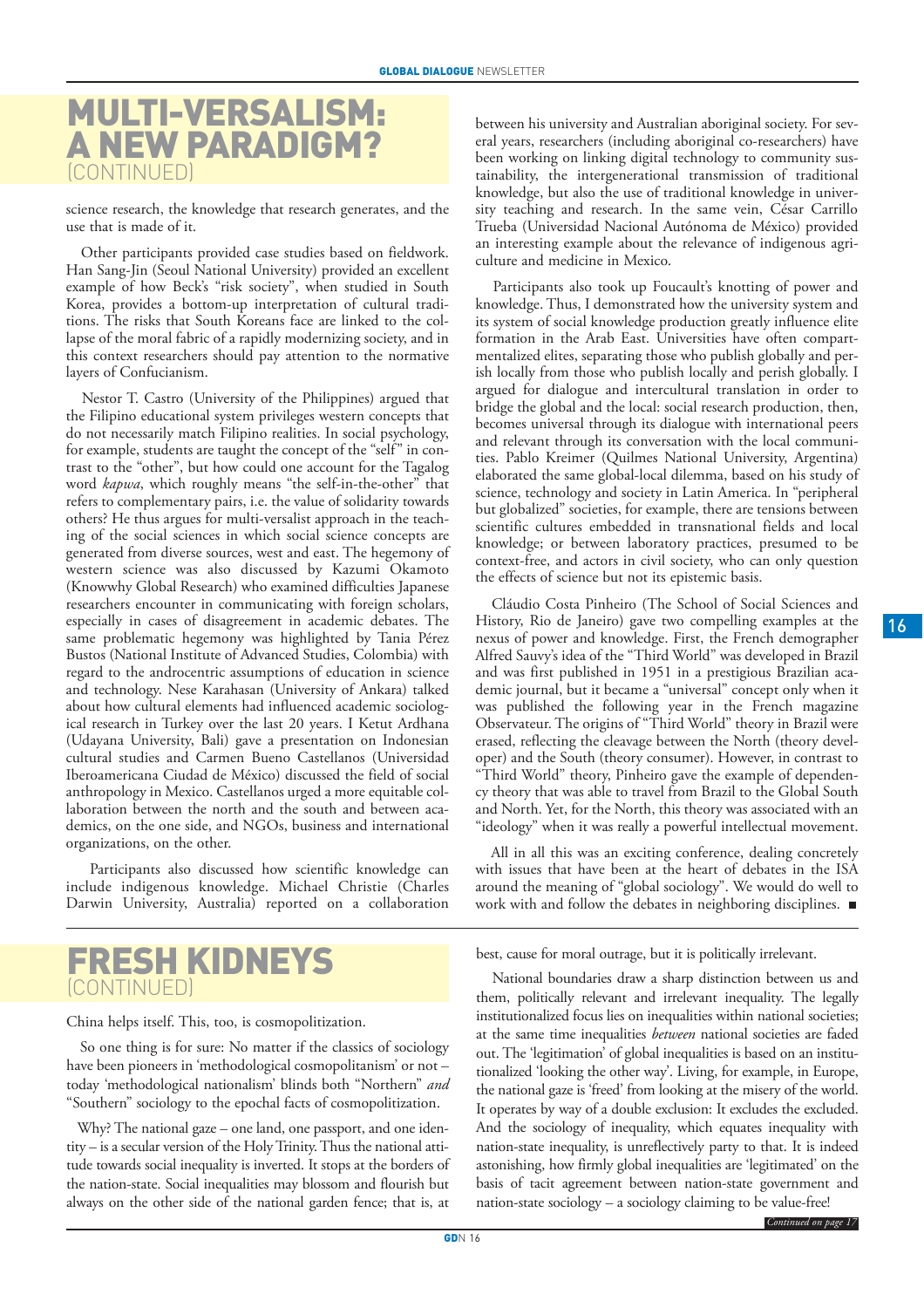# MULTI-VERSALISM: A NEW PARADIGM?
(CONTINUED)

science research, the knowledge that research generates, and the use that is made of it.

Other participants provided case studies based on fieldwork. Han Sang-Jin (Seoul National University) provided an excellent example of how Beck's "risk society", when studied in South Korea, provides a bottom-up interpretation of cultural traditions. The risks that South Koreans face are linked to the collapse of the moral fabric of a rapidly modernizing society, and in this context researchers should pay attention to the normative layers of Confucianism.

Nestor T. Castro (University of the Philippines) argued that the Filipino educational system privileges western concepts that do not necessarily match Filipino realities. In social psychology, for example, students are taught the concept of the "self" in contrast to the "other", but how could one account for the Tagalog word *kapwa*, which roughly means "the self-in-the-other" that refers to complementary pairs, i.e. the value of solidarity towards others? He thus argues for multi-versalist approach in the teaching of the social sciences in which social science concepts are generated from diverse sources, west and east. The hegemony of western science was also discussed by Kazumi Okamoto (Knowwhy Global Research) who examined difficulties Japanese researchers encounter in communicating with foreign scholars, especially in cases of disagreement in academic debates. The same problematic hegemony was highlighted by Tania Pérez Bustos (National Institute of Advanced Studies, Colombia) with regard to the androcentric assumptions of education in science and technology. Nese Karahasan (University of Ankara) talked about how cultural elements had influenced academic sociological research in Turkey over the last 20 years. I Ketut Ardhana (Udayana University, Bali) gave a presentation on Indonesian cultural studies and Carmen Bueno Castellanos (Universidad Iberoamericana Ciudad de México) discussed the field of social anthropology in Mexico. Castellanos urged a more equitable collaboration between the north and the south and between academics, on the one side, and NGOs, business and international organizations, on the other.

Participants also discussed how scientific knowledge can include indigenous knowledge. Michael Christie (Charles Darwin University, Australia) reported on a collaboration between his university and Australian aboriginal society. For several years, researchers (including aboriginal co-researchers) have been working on linking digital technology to community sustainability, the intergenerational transmission of traditional knowledge, but also the use of traditional knowledge in university teaching and research. In the same vein, César Carrillo Trueba (Universidad Nacional Autónoma de México) provided an interesting example about the relevance of indigenous agriculture and medicine in Mexico.

Participants also took up Foucault's knotting of power and knowledge. Thus, I demonstrated how the university system and its system of social knowledge production greatly influence elite formation in the Arab East. Universities have often compartmentalized elites, separating those who publish globally and perish locally from those who publish locally and perish globally. I argued for dialogue and intercultural translation in order to bridge the global and the local: social research production, then, becomes universal through its dialogue with international peers and relevant through its conversation with the local communities. Pablo Kreimer (Quilmes National University, Argentina) elaborated the same global-local dilemma, based on his study of science, technology and society in Latin America. In "peripheral but globalized" societies, for example, there are tensions between scientific cultures embedded in transnational fields and local knowledge; or between laboratory practices, presumed to be context-free, and actors in civil society, who can only question the effects of science but not its epistemic basis.

Cláudio Costa Pinheiro (The School of Social Sciences and History, Rio de Janeiro) gave two compelling examples at the nexus of power and knowledge. First, the French demographer Alfred Sauvy's idea of the "Third World" was developed in Brazil and was first published in 1951 in a prestigious Brazilian academic journal, but it became a "universal" concept only when it was published the following year in the French magazine Observateur. The origins of "Third World" theory in Brazil were erased, reflecting the cleavage between the North (theory developer) and the South (theory consumer). However, in contrast to "Third World" theory, Pinheiro gave the example of dependency theory that was able to travel from Brazil to the Global South and North. Yet, for the North, this theory was associated with an "ideology" when it was really a powerful intellectual movement.

All in all this was an exciting conference, dealing concretely with issues that have been at the heart of debates in the ISA around the meaning of "global sociology". We would do well to work with and follow the debates in neighboring disciplines. ■

# FRESH KIDNEYS
(CONTINUED)

China helps itself. This, too, is cosmopolitization.

So one thing is for sure: No matter if the classics of sociology have been pioneers in 'methodological cosmopolitanism' or not – today 'methodological nationalism' blinds both "Northern" *and* "Southern" sociology to the epochal facts of cosmopolitization.

Why? The national gaze – one land, one passport, and one identity – is a secular version of the Holy Trinity. Thus the national attitude towards social inequality is inverted. It stops at the borders of the nation-state. Social inequalities may blossom and flourish but always on the other side of the national garden fence; that is, at best, cause for moral outrage, but it is politically irrelevant.

National boundaries draw a sharp distinction between us and them, politically relevant and irrelevant inequality. The legally institutionalized focus lies on inequalities within national societies; at the same time inequalities *between* national societies are faded out. The 'legitimation' of global inequalities is based on an institutionalized 'looking the other way'. Living, for example, in Europe, the national gaze is 'freed' from looking at the misery of the world. It operates by way of a double exclusion: It excludes the excluded. And the sociology of inequality, which equates inequality with nation-state inequality, is unreflectively party to that. It is indeed astonishing, how firmly global inequalities are 'legitimated' on the basis of tacit agreement between nation-state government and nation-state sociology – a sociology claiming to be value-free!

*Continued on page 17*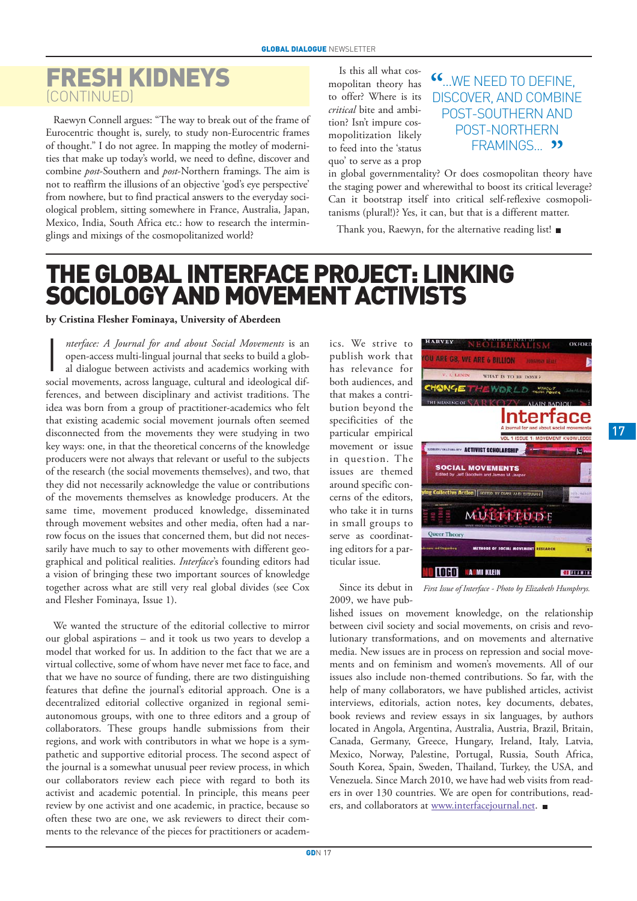## FRESH KIDNEYS (CONTINUED)

Raewyn Connell argues: "The way to break out of the frame of Eurocentric thought is, surely, to study non-Eurocentric frames of thought." I do not agree. In mapping the motley of modernities that make up today's world, we need to define, discover and combine *post*-Southern and *post*-Northern framings. The aim is not to reaffirm the illusions of an objective 'god's eye perspective' from nowhere, but to find practical answers to the everyday sociological problem, sitting somewhere in France, Australia, Japan, Mexico, India, South Africa etc.: how to research the interminglings and mixings of the cosmopolitanized world?

Is this all what cosmopolitan theory has to offer? Where is its *critical* bite and ambition? Isn't impure cosmopolitization likely to feed into the 'status quo' to serve as a prop in global governmentality? Or does cosmopolitan theory have the staging power and wherewithal to boost its critical leverage? Can it bootstrap itself into critical self-reflexive cosmopolitanisms (plural!)? Yes, it can, but that is a different matter.

"...WE NEED TO DEFINE, DISCOVER, AND COMBINE POST-SOUTHERN AND POST-NORTHERN FRAMINGS..."

Thank you, Raewyn, for the alternative reading list!

# THE GLOBAL INTERFACE PROJECT: LINKING SOCIOLOGY AND MOVEMENT ACTIVISTS

**by Cristina Flesher Fominaya, University of Aberdeen**

*Interface: A Journal for and about Social Movements* is an open-access multi-lingual journal that seeks to build a global dialogue between activists and academics working with social movements, across language, cultural and ideological differences, and between disciplinary and activist traditions. The idea was born from a group of practitioner-academics who felt that existing academic social movement journals often seemed disconnected from the movements they were studying in two key ways: one, in that the theoretical concerns of the knowledge producers were not always that relevant or useful to the subjects of the research (the social movements themselves), and two, that they did not necessarily acknowledge the value or contributions of the movements themselves as knowledge producers. At the same time, movement produced knowledge, disseminated through movement websites and other media, often had a narrow focus on the issues that concerned them, but did not necessarily have much to say to other movements with different geographical and political realities. *Interface*'s founding editors had a vision of bringing these two important sources of knowledge together across what are still very real global divides (see Cox and Flesher Fominaya, Issue 1).

We wanted the structure of the editorial collective to mirror our global aspirations – and it took us two years to develop a model that worked for us. In addition to the fact that we are a virtual collective, some of whom have never met face to face, and that we have no source of funding, there are two distinguishing features that define the journal's editorial approach. One is a decentralized editorial collective organized in regional semi-autonomous groups, with one to three editors and a group of collaborators. These groups handle submissions from their regions, and work with contributors in what we hope is a sympathetic and supportive editorial process. The second aspect of the journal is a somewhat unusual peer review process, in which our collaborators review each piece with regard to both its activist and academic potential. In principle, this means peer review by one activist and one academic, in practice, because so often these two are one, we ask reviewers to direct their comments to the relevance of the pieces for practitioners or academics. We strive to publish work that has relevance for both audiences, and that makes a contribution beyond the specificities of the particular empirical movement or issue in question. The issues are themed around specific concerns of the editors, who take it in turns in small groups to serve as coordinating editors for a particular issue.

*First Issue of Interface - Photo by Elizabeth Humphrys.*

Since its debut in 2009, we have published issues on movement knowledge, on the relationship between civil society and social movements, on crisis and revolutionary transformations, and on movements and alternative media. New issues are in process on repression and social movements and on feminism and women's movements. All of our issues also include non-themed contributions. So far, with the help of many collaborators, we have published articles, activist interviews, editorials, action notes, key documents, debates, book reviews and review essays in six languages, by authors located in Angola, Argentina, Australia, Austria, Brazil, Britain, Canada, Germany, Greece, Hungary, Ireland, Italy, Latvia, Mexico, Norway, Palestine, Portugal, Russia, South Africa, South Korea, Spain, Sweden, Thailand, Turkey, the USA, and Venezuela. Since March 2010, we have had web visits from readers in over 130 countries. We are open for contributions, readers, and collaborators at www.interfacejournal.net.